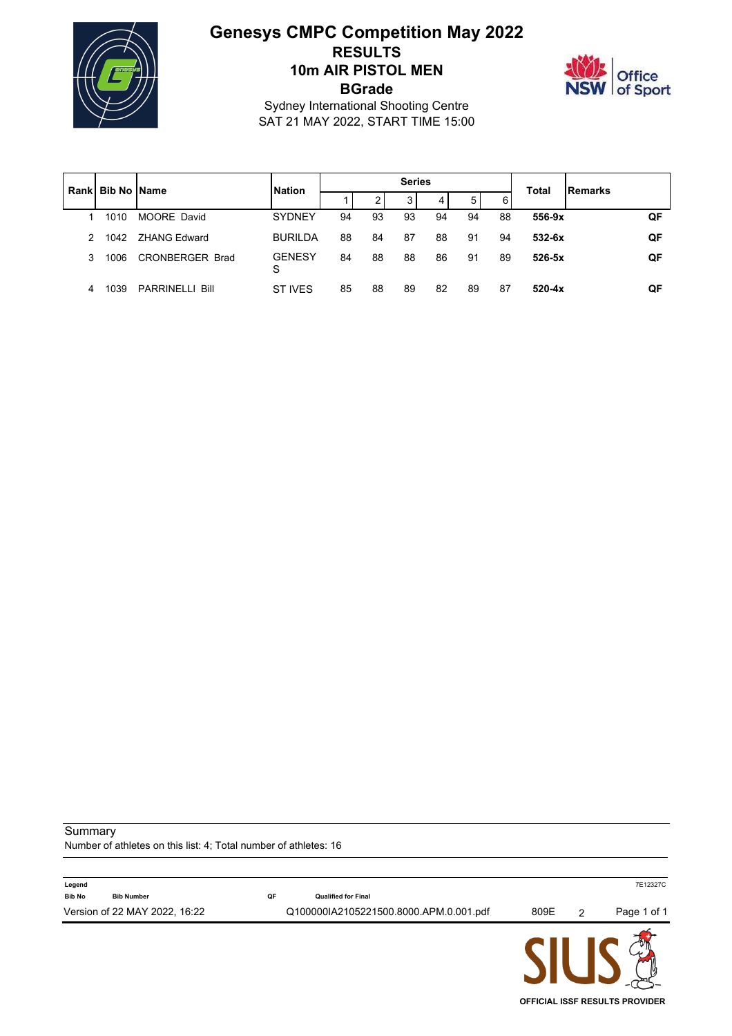# Genesys CMPC Competition May 2022

## RESULTS

## 10m AIR PISTOL MEN

## BGrade

Sydney International Shooting Centre
SAT 21 MAY 2022, START TIME 15:00

| Rank | Bib No | Name | Nation | Series 1 | 2 | 3 | 4 | 5 | 6 | Total | Remarks |
|---|---|---|---|---|---|---|---|---|---|---|---|
| 1 | 1010 | MOORE David | SYDNEY | 94 | 93 | 93 | 94 | 94 | 88 | **556-9x** | **QF** |
| 2 | 1042 | ZHANG Edward | BURILDA | 88 | 84 | 87 | 88 | 91 | 94 | **532-6x** | **QF** |
| 3 | 1006 | CRONBERGER Brad | GENESYS | 84 | 88 | 88 | 86 | 91 | 89 | **526-5x** | **QF** |
| 4 | 1039 | PARRINELLI Bill | ST IVES | 85 | 88 | 89 | 82 | 89 | 87 | **520-4x** | **QF** |

Summary
Number of athletes on this list: 4; Total number of athletes: 16

**Legend**

| | | | |
|---|---|---|---|
| **Bib No** | **Bib Number** | **QF** | **Qualified for Final** |

7E12327C

Version of 22 MAY 2022, 16:22 Q100000IA2105221500.8000.APM.0.001.pdf 809E 2

OFFICIAL ISSF RESULTS PROVIDER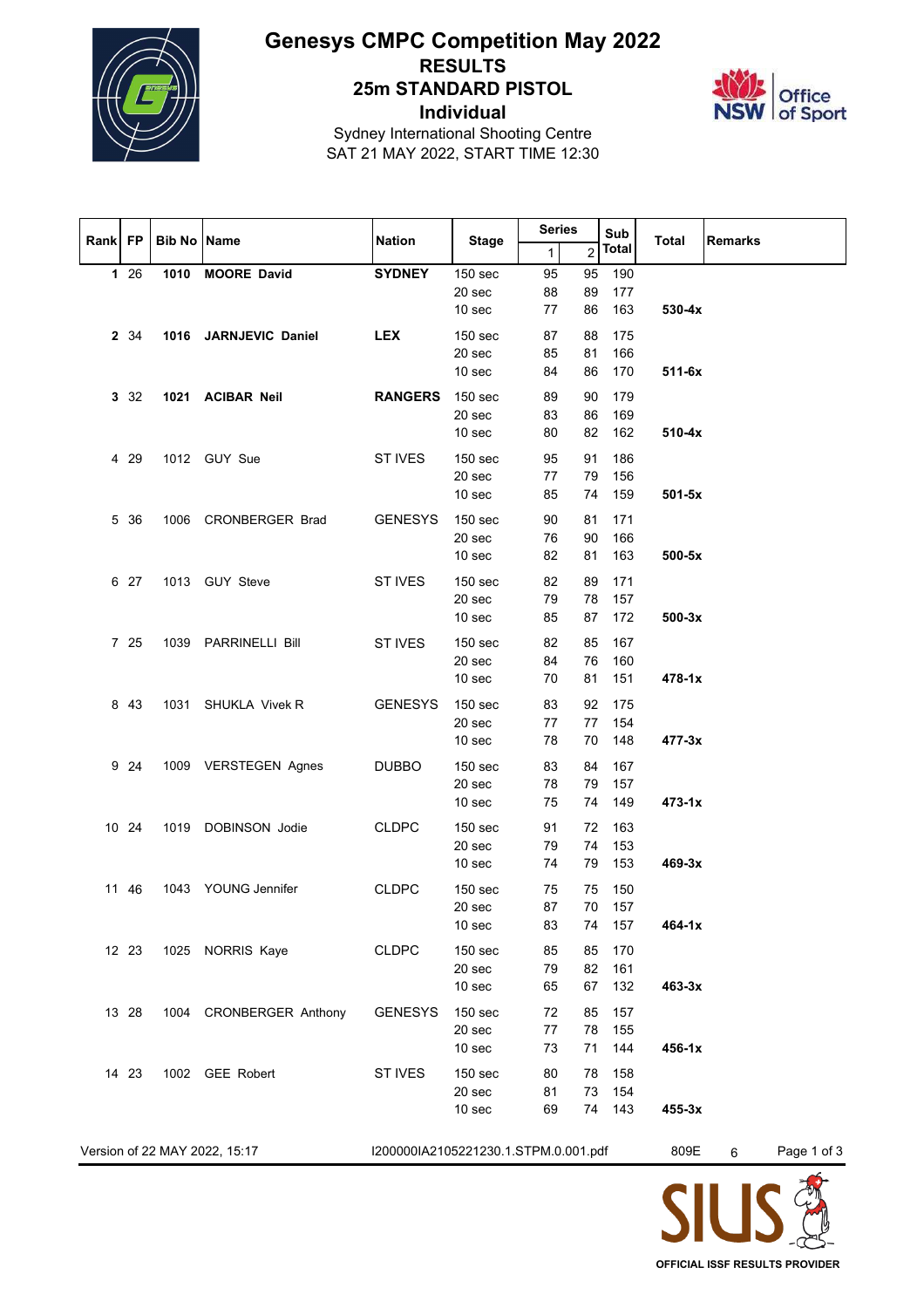# Genesys CMPC Competition May 2022

## RESULTS

## 25m STANDARD PISTOL

## Individual

Sydney International Shooting Centre

SAT 21 MAY 2022, START TIME 12:30

| Rank | FP | Bib No | Name | Nation | Stage | Series 1 | Series 2 | Sub Total | Total | Remarks |
|---|---|---|---|---|---|---|---|---|---|---|
| **1** | 26 | **1010** | **MOORE David** | **SYDNEY** | 150 sec | 95 | 95 | 190 | | |
| | | | | | 20 sec | 88 | 89 | 177 | | |
| | | | | | 10 sec | 77 | 86 | 163 | **530-4x** | |
| **2** | 34 | **1016** | **JARNJEVIC Daniel** | **LEX** | 150 sec | 87 | 88 | 175 | | |
| | | | | | 20 sec | 85 | 81 | 166 | | |
| | | | | | 10 sec | 84 | 86 | 170 | **511-6x** | |
| **3** | 32 | **1021** | **ACIBAR Neil** | **RANGERS** | 150 sec | 89 | 90 | 179 | | |
| | | | | | 20 sec | 83 | 86 | 169 | | |
| | | | | | 10 sec | 80 | 82 | 162 | **510-4x** | |
| 4 | 29 | 1012 | GUY Sue | ST IVES | 150 sec | 95 | 91 | 186 | | |
| | | | | | 20 sec | 77 | 79 | 156 | | |
| | | | | | 10 sec | 85 | 74 | 159 | **501-5x** | |
| 5 | 36 | 1006 | CRONBERGER Brad | GENESYS | 150 sec | 90 | 81 | 171 | | |
| | | | | | 20 sec | 76 | 90 | 166 | | |
| | | | | | 10 sec | 82 | 81 | 163 | **500-5x** | |
| 6 | 27 | 1013 | GUY Steve | ST IVES | 150 sec | 82 | 89 | 171 | | |
| | | | | | 20 sec | 79 | 78 | 157 | | |
| | | | | | 10 sec | 85 | 87 | 172 | **500-3x** | |
| 7 | 25 | 1039 | PARRINELLI Bill | ST IVES | 150 sec | 82 | 85 | 167 | | |
| | | | | | 20 sec | 84 | 76 | 160 | | |
| | | | | | 10 sec | 70 | 81 | 151 | **478-1x** | |
| 8 | 43 | 1031 | SHUKLA Vivek R | GENESYS | 150 sec | 83 | 92 | 175 | | |
| | | | | | 20 sec | 77 | 77 | 154 | | |
| | | | | | 10 sec | 78 | 70 | 148 | **477-3x** | |
| 9 | 24 | 1009 | VERSTEGEN Agnes | DUBBO | 150 sec | 83 | 84 | 167 | | |
| | | | | | 20 sec | 78 | 79 | 157 | | |
| | | | | | 10 sec | 75 | 74 | 149 | **473-1x** | |
| 10 | 24 | 1019 | DOBINSON Jodie | CLDPC | 150 sec | 91 | 72 | 163 | | |
| | | | | | 20 sec | 79 | 74 | 153 | | |
| | | | | | 10 sec | 74 | 79 | 153 | **469-3x** | |
| 11 | 46 | 1043 | YOUNG Jennifer | CLDPC | 150 sec | 75 | 75 | 150 | | |
| | | | | | 20 sec | 87 | 70 | 157 | | |
| | | | | | 10 sec | 83 | 74 | 157 | **464-1x** | |
| 12 | 23 | 1025 | NORRIS Kaye | CLDPC | 150 sec | 85 | 85 | 170 | | |
| | | | | | 20 sec | 79 | 82 | 161 | | |
| | | | | | 10 sec | 65 | 67 | 132 | **463-3x** | |
| 13 | 28 | 1004 | CRONBERGER Anthony | GENESYS | 150 sec | 72 | 85 | 157 | | |
| | | | | | 20 sec | 77 | 78 | 155 | | |
| | | | | | 10 sec | 73 | 71 | 144 | **456-1x** | |
| 14 | 23 | 1002 | GEE Robert | ST IVES | 150 sec | 80 | 78 | 158 | | |
| | | | | | 20 sec | 81 | 73 | 154 | | |
| | | | | | 10 sec | 69 | 74 | 143 | **455-3x** | |

Version of 22 MAY 2022, 15:17 I200000IA2105221230.1.STPM.0.001.pdf 809E 6

OFFICIAL ISSF RESULTS PROVIDER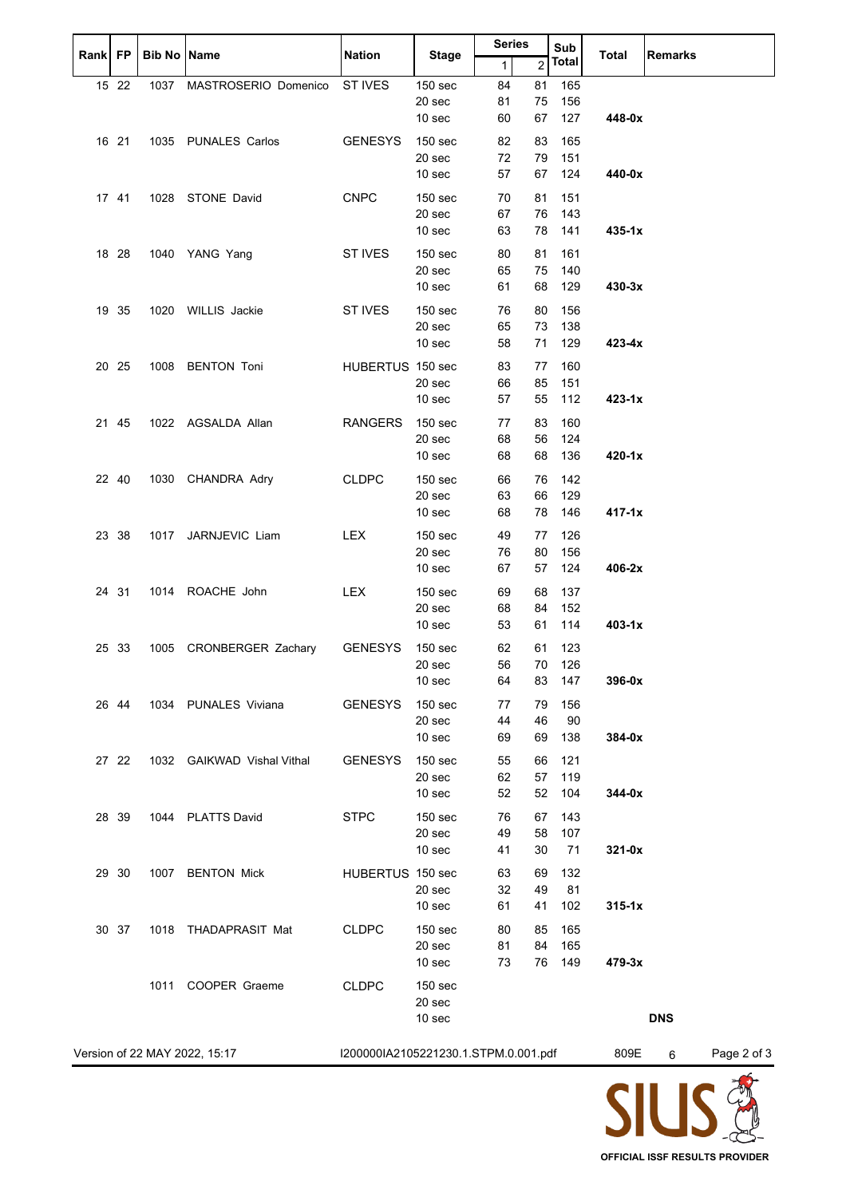| Rank | FP | Bib No | Name | Nation | Stage | Series 1 | Series 2 | Sub Total | Total | Remarks |
|---|---|---|---|---|---|---|---|---|---|---|
| 15 | 22 | 1037 | MASTROSERIO Domenico | ST IVES | 150 sec | 84 | 81 | 165 | | |
| | | | | | 20 sec | 81 | 75 | 156 | | |
| | | | | | 10 sec | 60 | 67 | 127 | **448-0x** | |
| 16 | 21 | 1035 | PUNALES Carlos | GENESYS | 150 sec | 82 | 83 | 165 | | |
| | | | | | 20 sec | 72 | 79 | 151 | | |
| | | | | | 10 sec | 57 | 67 | 124 | **440-0x** | |
| 17 | 41 | 1028 | STONE David | CNPC | 150 sec | 70 | 81 | 151 | | |
| | | | | | 20 sec | 67 | 76 | 143 | | |
| | | | | | 10 sec | 63 | 78 | 141 | **435-1x** | |
| 18 | 28 | 1040 | YANG Yang | ST IVES | 150 sec | 80 | 81 | 161 | | |
| | | | | | 20 sec | 65 | 75 | 140 | | |
| | | | | | 10 sec | 61 | 68 | 129 | **430-3x** | |
| 19 | 35 | 1020 | WILLIS Jackie | ST IVES | 150 sec | 76 | 80 | 156 | | |
| | | | | | 20 sec | 65 | 73 | 138 | | |
| | | | | | 10 sec | 58 | 71 | 129 | **423-4x** | |
| 20 | 25 | 1008 | BENTON Toni | HUBERTUS | 150 sec | 83 | 77 | 160 | | |
| | | | | | 20 sec | 66 | 85 | 151 | | |
| | | | | | 10 sec | 57 | 55 | 112 | **423-1x** | |
| 21 | 45 | 1022 | AGSALDA Allan | RANGERS | 150 sec | 77 | 83 | 160 | | |
| | | | | | 20 sec | 68 | 56 | 124 | | |
| | | | | | 10 sec | 68 | 68 | 136 | **420-1x** | |
| 22 | 40 | 1030 | CHANDRA Adry | CLDPC | 150 sec | 66 | 76 | 142 | | |
| | | | | | 20 sec | 63 | 66 | 129 | | |
| | | | | | 10 sec | 68 | 78 | 146 | **417-1x** | |
| 23 | 38 | 1017 | JARNJEVIC Liam | LEX | 150 sec | 49 | 77 | 126 | | |
| | | | | | 20 sec | 76 | 80 | 156 | | |
| | | | | | 10 sec | 67 | 57 | 124 | **406-2x** | |
| 24 | 31 | 1014 | ROACHE John | LEX | 150 sec | 69 | 68 | 137 | | |
| | | | | | 20 sec | 68 | 84 | 152 | | |
| | | | | | 10 sec | 53 | 61 | 114 | **403-1x** | |
| 25 | 33 | 1005 | CRONBERGER Zachary | GENESYS | 150 sec | 62 | 61 | 123 | | |
| | | | | | 20 sec | 56 | 70 | 126 | | |
| | | | | | 10 sec | 64 | 83 | 147 | **396-0x** | |
| 26 | 44 | 1034 | PUNALES Viviana | GENESYS | 150 sec | 77 | 79 | 156 | | |
| | | | | | 20 sec | 44 | 46 | 90 | | |
| | | | | | 10 sec | 69 | 69 | 138 | **384-0x** | |
| 27 | 22 | 1032 | GAIKWAD Vishal Vithal | GENESYS | 150 sec | 55 | 66 | 121 | | |
| | | | | | 20 sec | 62 | 57 | 119 | | |
| | | | | | 10 sec | 52 | 52 | 104 | **344-0x** | |
| 28 | 39 | 1044 | PLATTS David | STPC | 150 sec | 76 | 67 | 143 | | |
| | | | | | 20 sec | 49 | 58 | 107 | | |
| | | | | | 10 sec | 41 | 30 | 71 | **321-0x** | |
| 29 | 30 | 1007 | BENTON Mick | HUBERTUS | 150 sec | 63 | 69 | 132 | | |
| | | | | | 20 sec | 32 | 49 | 81 | | |
| | | | | | 10 sec | 61 | 41 | 102 | **315-1x** | |
| 30 | 37 | 1018 | THADAPRASIT Mat | CLDPC | 150 sec | 80 | 85 | 165 | | |
| | | | | | 20 sec | 81 | 84 | 165 | | |
| | | | | | 10 sec | 73 | 76 | 149 | **479-3x** | |
| | | 1011 | COOPER Graeme | CLDPC | 150 sec | | | | | |
| | | | | | 20 sec | | | | | |
| | | | | | 10 sec | | | | | **DNS** |

Version of 22 MAY 2022, 15:17 I200000IA2105221230.1.STPM.0.001.pdf 809E 6

OFFICIAL ISSF RESULTS PROVIDER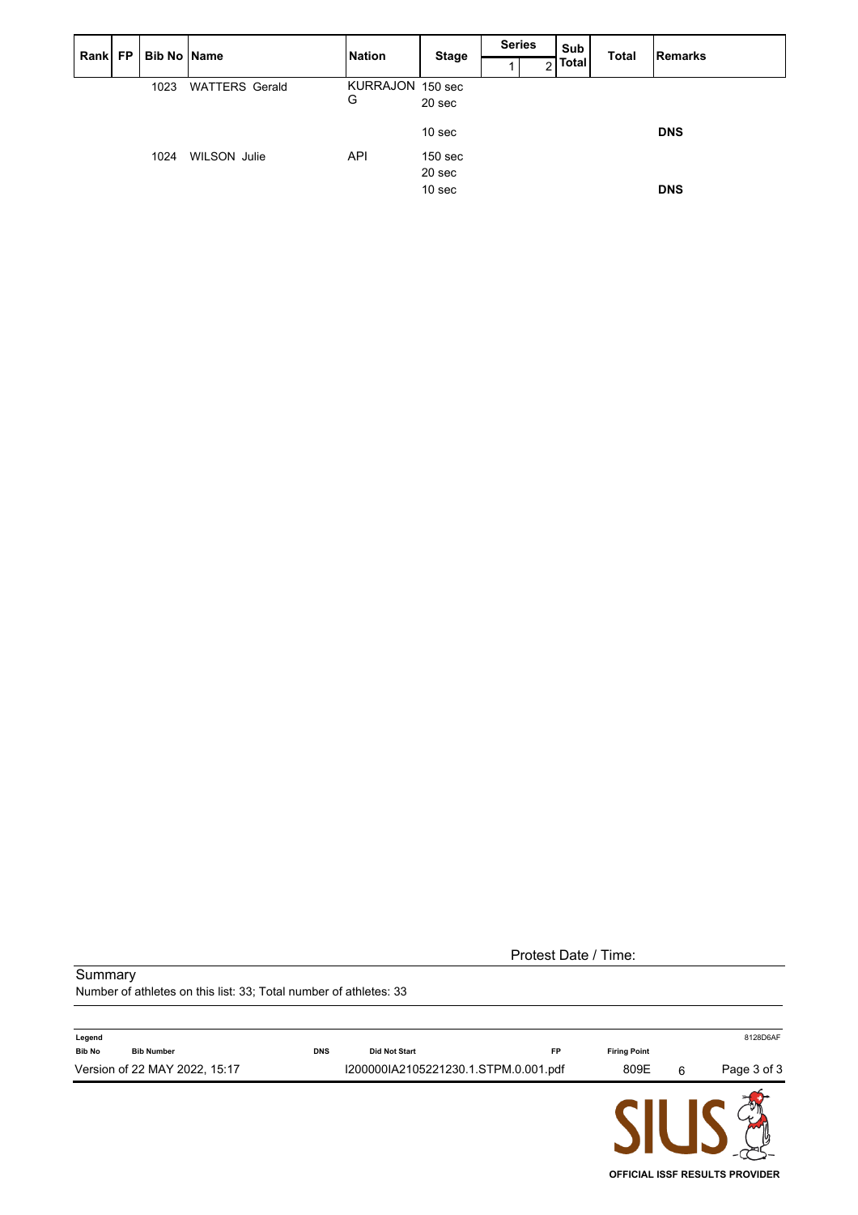| Rank | FP | Bib No | Name | Nation | Stage | Series 1 | Series 2 | Sub Total | Total | Remarks |
|---|---|---|---|---|---|---|---|---|---|---|
| | | 1023 | WATTERS Gerald | KURRAJONG | 150 sec | | | | | |
| | | | | | 20 sec | | | | | |
| | | | | | 10 sec | | | | | **DNS** |
| | | 1024 | WILSON Julie | API | 150 sec | | | | | |
| | | | | | 20 sec | | | | | |
| | | | | | 10 sec | | | | | **DNS** |

Protest Date / Time:

Summary

Number of athletes on this list: 33; Total number of athletes: 33

| Legend | | | | | |
|---|---|---|---|---|---|
| Bib No | Bib Number | DNS | Did Not Start | FP | Firing Point |

8128D6AF

Version of 22 MAY 2022, 15:17 I200000IA2105221230.1.STPM.0.001.pdf 809E 6

OFFICIAL ISSF RESULTS PROVIDER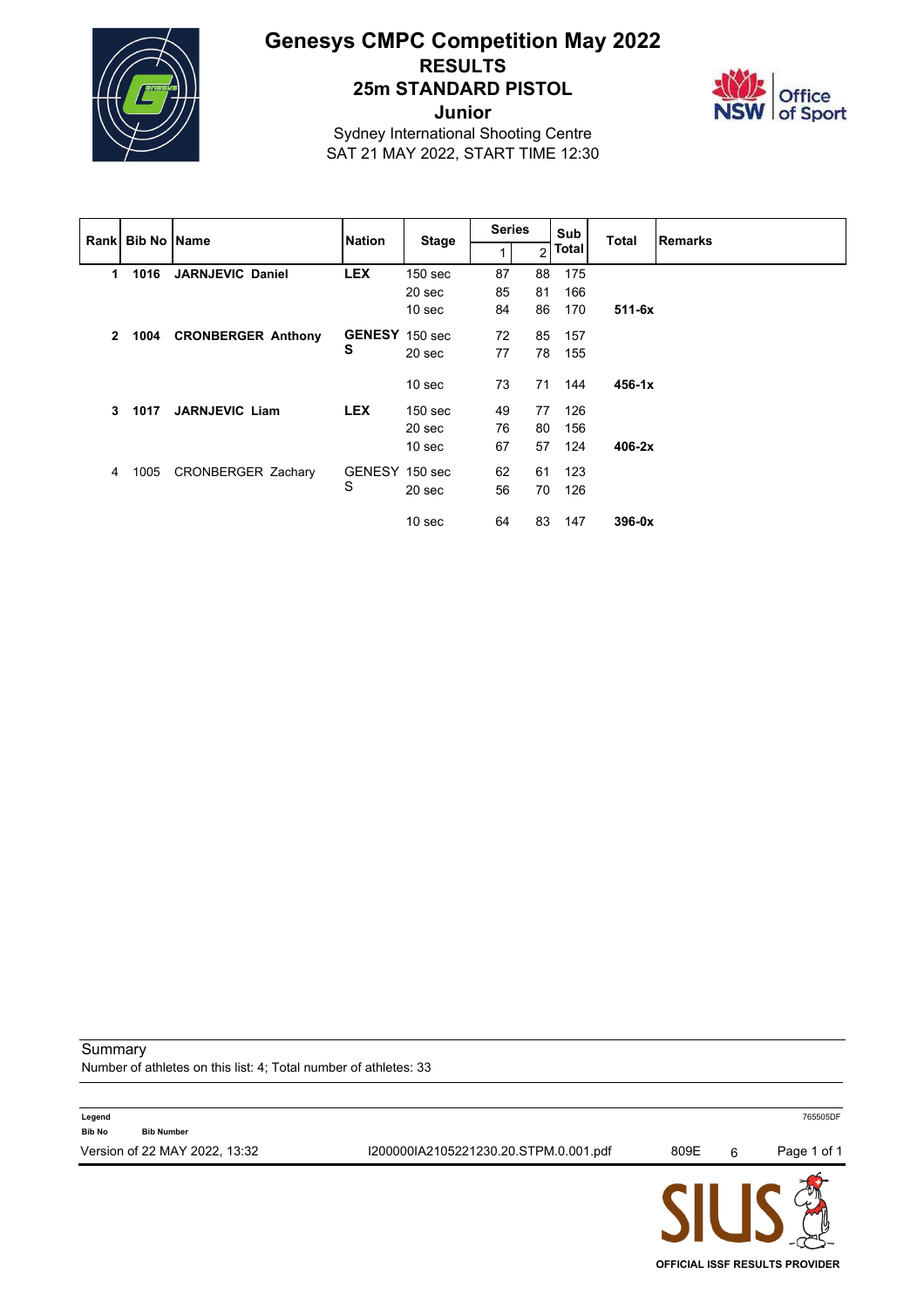# Genesys CMPC Competition May 2022

## RESULTS

## 25m STANDARD PISTOL

## Junior

Sydney International Shooting Centre

SAT 21 MAY 2022, START TIME 12:30

| Rank | Bib No | Name | Nation | Stage | Series 1 | Series 2 | Sub Total | Total | Remarks |
|---|---|---|---|---|---|---|---|---|---|
| **1** | **1016** | **JARNJEVIC Daniel** | **LEX** | 150 sec | 87 | 88 | 175 | | |
| | | | | 20 sec | 85 | 81 | 166 | | |
| | | | | 10 sec | 84 | 86 | 170 | **511-6x** | |
| **2** | **1004** | **CRONBERGER Anthony** | **GENESYS** | 150 sec | 72 | 85 | 157 | | |
| | | | | 20 sec | 77 | 78 | 155 | | |
| | | | | 10 sec | 73 | 71 | 144 | **456-1x** | |
| **3** | **1017** | **JARNJEVIC Liam** | **LEX** | 150 sec | 49 | 77 | 126 | | |
| | | | | 20 sec | 76 | 80 | 156 | | |
| | | | | 10 sec | 67 | 57 | 124 | **406-2x** | |
| 4 | 1005 | CRONBERGER Zachary | GENESYS | 150 sec | 62 | 61 | 123 | | |
| | | | | 20 sec | 56 | 70 | 126 | | |
| | | | | 10 sec | 64 | 83 | 147 | **396-0x** | |

Summary

Number of athletes on this list: 4; Total number of athletes: 33

**Legend**

**Bib No** Bib Number

765505DF

Version of 22 MAY 2022, 13:32 I200000IA2105221230.20.STPM.0.001.pdf 809E 6

OFFICIAL ISSF RESULTS PROVIDER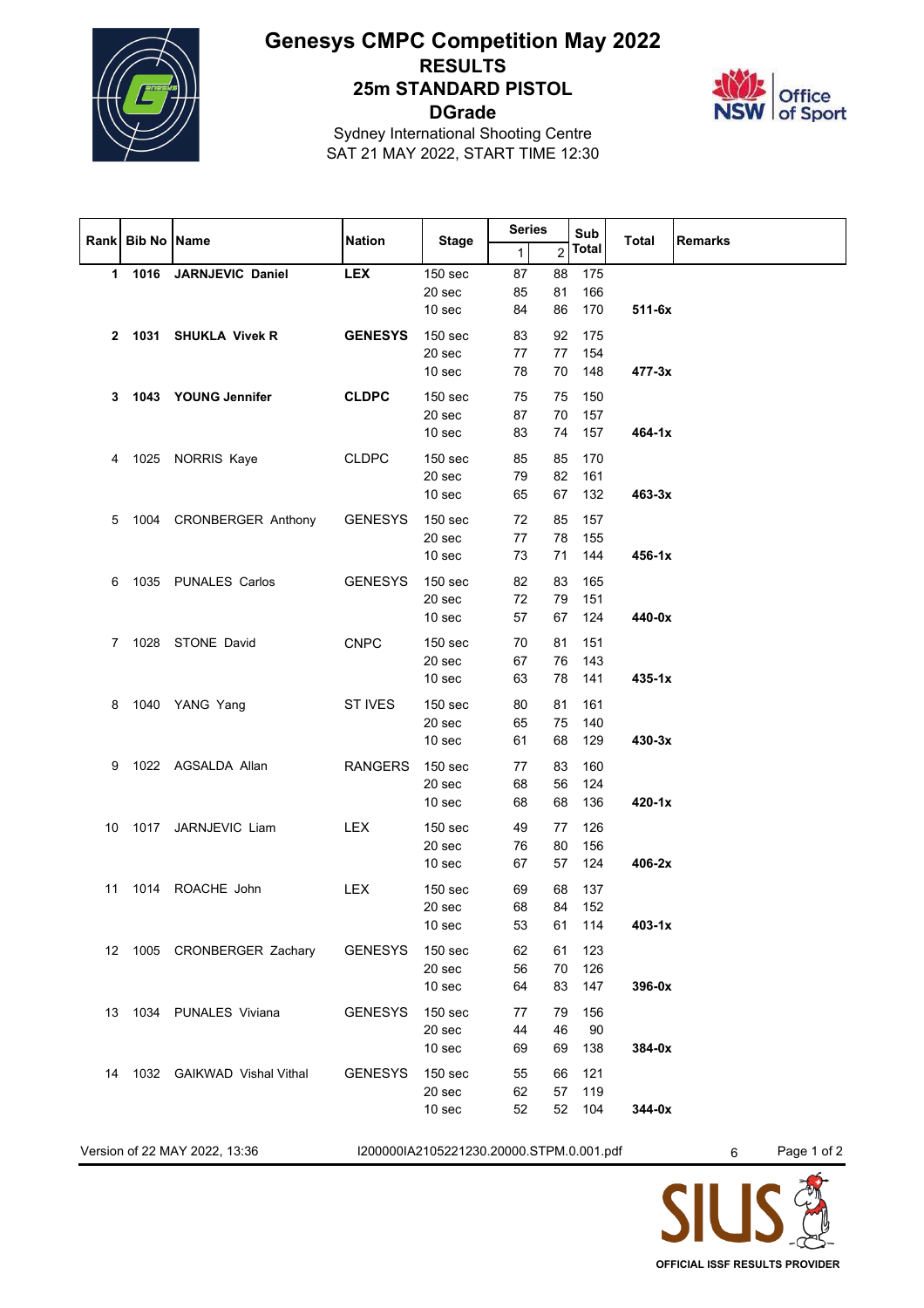# Genesys CMPC Competition May 2022

## RESULTS

## 25m STANDARD PISTOL

## DGrade

Sydney International Shooting Centre
SAT 21 MAY 2022, START TIME 12:30

| Rank | Bib No | Name | Nation | Stage | Series 1 | Series 2 | Sub Total | Total | Remarks |
|---|---|---|---|---|---|---|---|---|---|
| **1** | **1016** | **JARNJEVIC Daniel** | **LEX** | 150 sec | 87 | 88 | 175 | | |
| | | | | 20 sec | 85 | 81 | 166 | | |
| | | | | 10 sec | 84 | 86 | 170 | **511-6x** | |
| **2** | **1031** | **SHUKLA Vivek R** | **GENESYS** | 150 sec | 83 | 92 | 175 | | |
| | | | | 20 sec | 77 | 77 | 154 | | |
| | | | | 10 sec | 78 | 70 | 148 | **477-3x** | |
| **3** | **1043** | **YOUNG Jennifer** | **CLDPC** | 150 sec | 75 | 75 | 150 | | |
| | | | | 20 sec | 87 | 70 | 157 | | |
| | | | | 10 sec | 83 | 74 | 157 | **464-1x** | |
| 4 | 1025 | NORRIS Kaye | CLDPC | 150 sec | 85 | 85 | 170 | | |
| | | | | 20 sec | 79 | 82 | 161 | | |
| | | | | 10 sec | 65 | 67 | 132 | **463-3x** | |
| 5 | 1004 | CRONBERGER Anthony | GENESYS | 150 sec | 72 | 85 | 157 | | |
| | | | | 20 sec | 77 | 78 | 155 | | |
| | | | | 10 sec | 73 | 71 | 144 | **456-1x** | |
| 6 | 1035 | PUNALES Carlos | GENESYS | 150 sec | 82 | 83 | 165 | | |
| | | | | 20 sec | 72 | 79 | 151 | | |
| | | | | 10 sec | 57 | 67 | 124 | **440-0x** | |
| 7 | 1028 | STONE David | CNPC | 150 sec | 70 | 81 | 151 | | |
| | | | | 20 sec | 67 | 76 | 143 | | |
| | | | | 10 sec | 63 | 78 | 141 | **435-1x** | |
| 8 | 1040 | YANG Yang | ST IVES | 150 sec | 80 | 81 | 161 | | |
| | | | | 20 sec | 65 | 75 | 140 | | |
| | | | | 10 sec | 61 | 68 | 129 | **430-3x** | |
| 9 | 1022 | AGSALDA Allan | RANGERS | 150 sec | 77 | 83 | 160 | | |
| | | | | 20 sec | 68 | 56 | 124 | | |
| | | | | 10 sec | 68 | 68 | 136 | **420-1x** | |
| 10 | 1017 | JARNJEVIC Liam | LEX | 150 sec | 49 | 77 | 126 | | |
| | | | | 20 sec | 76 | 80 | 156 | | |
| | | | | 10 sec | 67 | 57 | 124 | **406-2x** | |
| 11 | 1014 | ROACHE John | LEX | 150 sec | 69 | 68 | 137 | | |
| | | | | 20 sec | 68 | 84 | 152 | | |
| | | | | 10 sec | 53 | 61 | 114 | **403-1x** | |
| 12 | 1005 | CRONBERGER Zachary | GENESYS | 150 sec | 62 | 61 | 123 | | |
| | | | | 20 sec | 56 | 70 | 126 | | |
| | | | | 10 sec | 64 | 83 | 147 | **396-0x** | |
| 13 | 1034 | PUNALES Viviana | GENESYS | 150 sec | 77 | 79 | 156 | | |
| | | | | 20 sec | 44 | 46 | 90 | | |
| | | | | 10 sec | 69 | 69 | 138 | **384-0x** | |
| 14 | 1032 | GAIKWAD Vishal Vithal | GENESYS | 150 sec | 55 | 66 | 121 | | |
| | | | | 20 sec | 62 | 57 | 119 | | |
| | | | | 10 sec | 52 | 52 | 104 | **344-0x** | |

Version of 22 MAY 2022, 13:36    I200000IA2105221230.20000.STPM.0.001.pdf

OFFICIAL ISSF RESULTS PROVIDER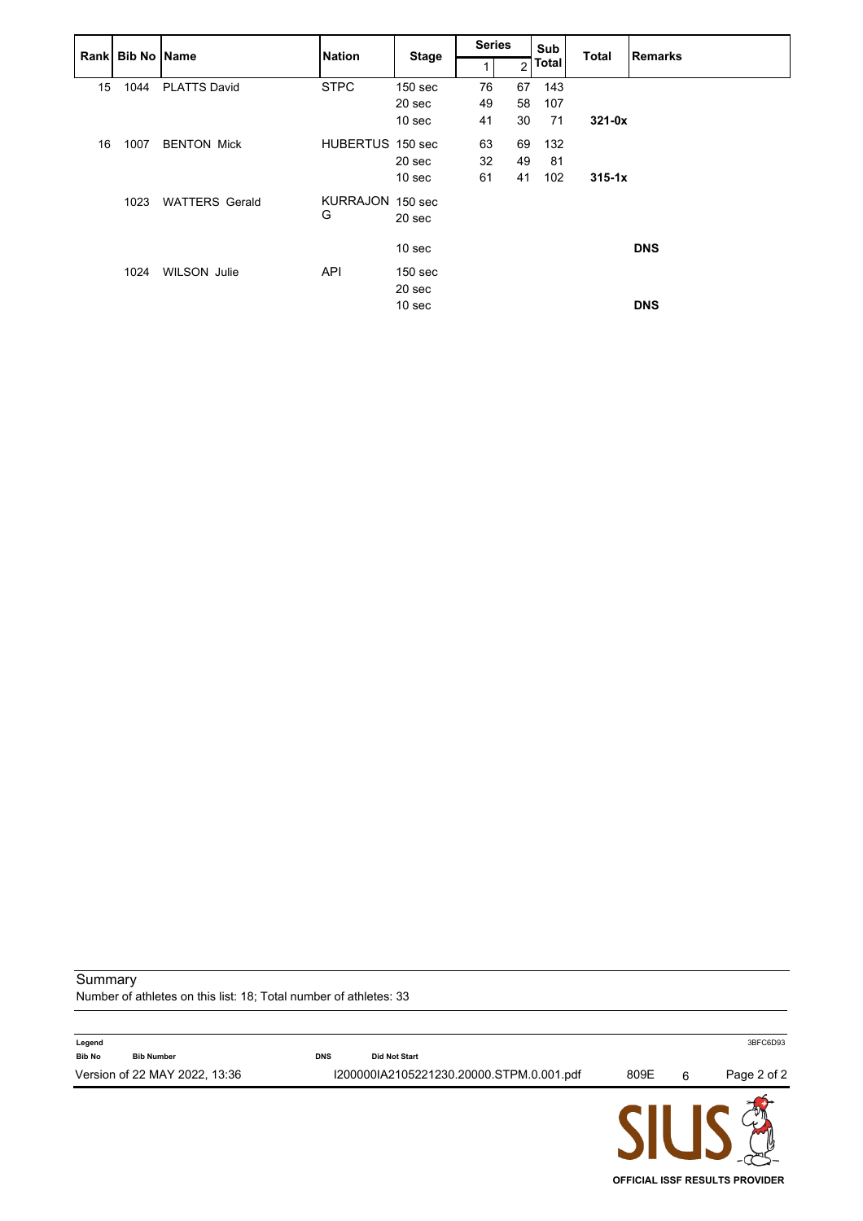| Rank | Bib No | Name | Nation | Stage | Series | | Sub Total | Total | Remarks |
|---|---|---|---|---|---|---|---|---|---|
| | | | | | 1 | 2 | | | |
| 15 | 1044 | PLATTS David | STPC | 150 sec | 76 | 67 | 143 | | |
| | | | | 20 sec | 49 | 58 | 107 | | |
| | | | | 10 sec | 41 | 30 | 71 | **321-0x** | |
| 16 | 1007 | BENTON Mick | HUBERTUS | 150 sec | 63 | 69 | 132 | | |
| | | | | 20 sec | 32 | 49 | 81 | | |
| | | | | 10 sec | 61 | 41 | 102 | **315-1x** | |
| | 1023 | WATTERS Gerald | KURRAJONG | 150 sec | | | | | |
| | | | | 20 sec | | | | | |
| | | | | 10 sec | | | | | **DNS** |
| | 1024 | WILSON Julie | API | 150 sec | | | | | |
| | | | | 20 sec | | | | | |
| | | | | 10 sec | | | | | **DNS** |

Summary

Number of athletes on this list: 18; Total number of athletes: 33

**Legend**

| | | | |
|---|---|---|---|
| **Bib No** | **Bib Number** | **DNS** | **Did Not Start** |

3BFC6D93

Version of 22 MAY 2022, 13:36 I200000IA2105221230.20000.STPM.0.001.pdf 809E 6

SIUS

OFFICIAL ISSF RESULTS PROVIDER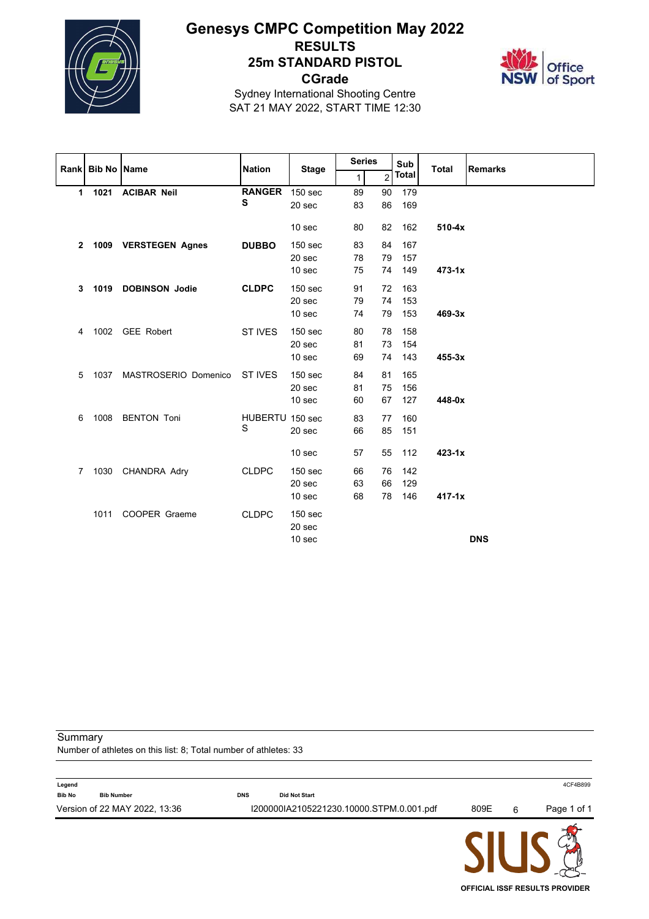# Genesys CMPC Competition May 2022

## RESULTS

## 25m STANDARD PISTOL

## CGrade

Sydney International Shooting Centre

SAT 21 MAY 2022, START TIME 12:30

| Rank | Bib No | Name | Nation | Stage | Series 1 | Series 2 | Sub Total | Total | Remarks |
|---|---|---|---|---|---|---|---|---|---|
| **1** | **1021** | **ACIBAR Neil** | **RANGERS** | 150 sec | 89 | 90 | 179 | | |
| | | | | 20 sec | 83 | 86 | 169 | | |
| | | | | 10 sec | 80 | 82 | 162 | **510-4x** | |
| **2** | **1009** | **VERSTEGEN Agnes** | **DUBBO** | 150 sec | 83 | 84 | 167 | | |
| | | | | 20 sec | 78 | 79 | 157 | | |
| | | | | 10 sec | 75 | 74 | 149 | **473-1x** | |
| **3** | **1019** | **DOBINSON Jodie** | **CLDPC** | 150 sec | 91 | 72 | 163 | | |
| | | | | 20 sec | 79 | 74 | 153 | | |
| | | | | 10 sec | 74 | 79 | 153 | **469-3x** | |
| 4 | 1002 | GEE Robert | ST IVES | 150 sec | 80 | 78 | 158 | | |
| | | | | 20 sec | 81 | 73 | 154 | | |
| | | | | 10 sec | 69 | 74 | 143 | **455-3x** | |
| 5 | 1037 | MASTROSERIO Domenico | ST IVES | 150 sec | 84 | 81 | 165 | | |
| | | | | 20 sec | 81 | 75 | 156 | | |
| | | | | 10 sec | 60 | 67 | 127 | **448-0x** | |
| 6 | 1008 | BENTON Toni | HUBERTUS | 150 sec | 83 | 77 | 160 | | |
| | | | | 20 sec | 66 | 85 | 151 | | |
| | | | | 10 sec | 57 | 55 | 112 | **423-1x** | |
| 7 | 1030 | CHANDRA Adry | CLDPC | 150 sec | 66 | 76 | 142 | | |
| | | | | 20 sec | 63 | 66 | 129 | | |
| | | | | 10 sec | 68 | 78 | 146 | **417-1x** | |
| | 1011 | COOPER Graeme | CLDPC | 150 sec | | | | | |
| | | | | 20 sec | | | | | |
| | | | | 10 sec | | | | | **DNS** |

Summary

Number of athletes on this list: 8; Total number of athletes: 33

Legend

Bib No — Bib Number; DNS — Did Not Start

4CF4B899

Version of 22 MAY 2022, 13:36 — I200000IA2105221230.10000.STPM.0.001.pdf — 809E — 6

OFFICIAL ISSF RESULTS PROVIDER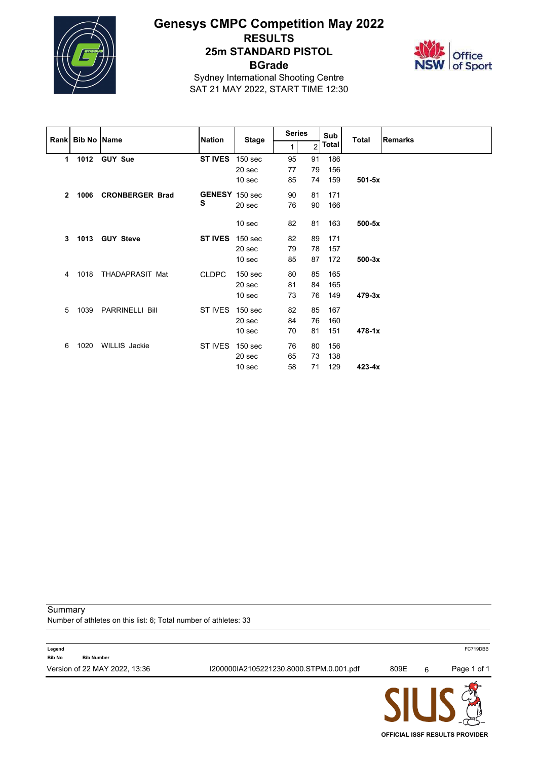# Genesys CMPC Competition May 2022

## RESULTS

## 25m STANDARD PISTOL

## BGrade

Sydney International Shooting Centre

SAT 21 MAY 2022, START TIME 12:30

| Rank | Bib No | Name | Nation | Stage | Series 1 | Series 2 | Sub Total | Total | Remarks |
|---|---|---|---|---|---|---|---|---|---|
| **1** | **1012** | **GUY Sue** | **ST IVES** | 150 sec | 95 | 91 | 186 | | |
| | | | | 20 sec | 77 | 79 | 156 | | |
| | | | | 10 sec | 85 | 74 | 159 | **501-5x** | |
| **2** | **1006** | **CRONBERGER Brad** | **GENESYS** | 150 sec | 90 | 81 | 171 | | |
| | | | | 20 sec | 76 | 90 | 166 | | |
| | | | | 10 sec | 82 | 81 | 163 | **500-5x** | |
| **3** | **1013** | **GUY Steve** | **ST IVES** | 150 sec | 82 | 89 | 171 | | |
| | | | | 20 sec | 79 | 78 | 157 | | |
| | | | | 10 sec | 85 | 87 | 172 | **500-3x** | |
| 4 | 1018 | THADAPRASIT Mat | CLDPC | 150 sec | 80 | 85 | 165 | | |
| | | | | 20 sec | 81 | 84 | 165 | | |
| | | | | 10 sec | 73 | 76 | 149 | **479-3x** | |
| 5 | 1039 | PARRINELLI Bill | ST IVES | 150 sec | 82 | 85 | 167 | | |
| | | | | 20 sec | 84 | 76 | 160 | | |
| | | | | 10 sec | 70 | 81 | 151 | **478-1x** | |
| 6 | 1020 | WILLIS Jackie | ST IVES | 150 sec | 76 | 80 | 156 | | |
| | | | | 20 sec | 65 | 73 | 138 | | |
| | | | | 10 sec | 58 | 71 | 129 | **423-4x** | |

Summary

Number of athletes on this list: 6; Total number of athletes: 33

**Legend**

**Bib No** **Bib Number**

Version of 22 MAY 2022, 13:36 I200000IA2105221230.8000.STPM.0.001.pdf 809E 6 FC719DBB

OFFICIAL ISSF RESULTS PROVIDER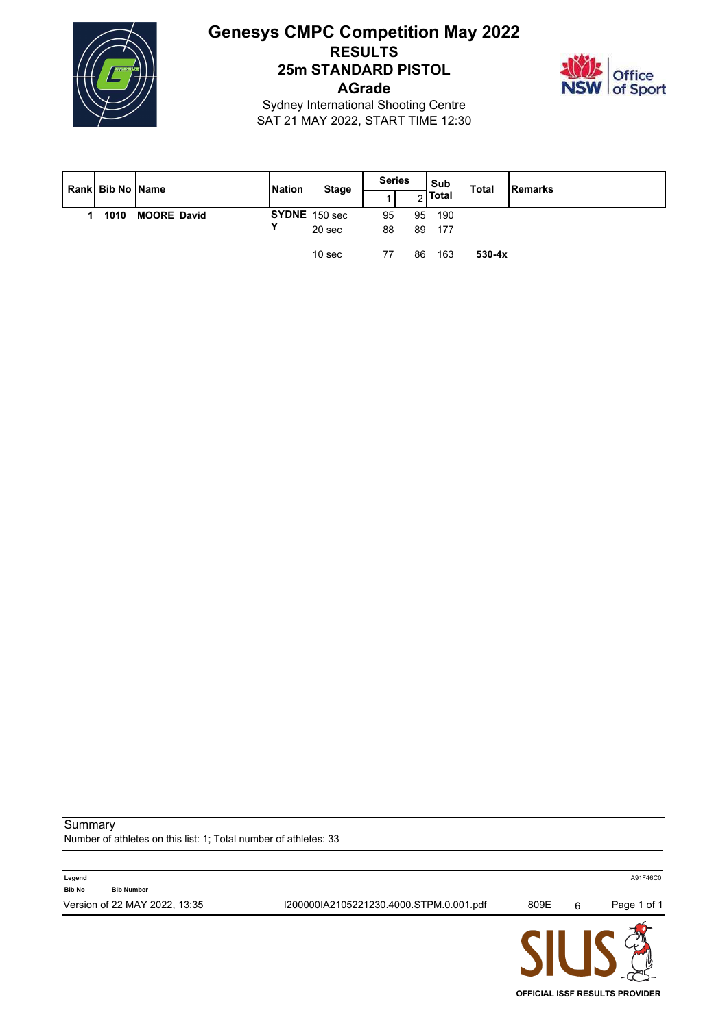# Genesys CMPC Competition May 2022

## RESULTS

## 25m STANDARD PISTOL

## AGrade

Sydney International Shooting Centre

SAT 21 MAY 2022, START TIME 12:30

| Rank | Bib No | Name | Nation | Stage | Series 1 | Series 2 | Sub Total | Total | Remarks |
|---|---|---|---|---|---|---|---|---|---|
| 1 | 1010 | **MOORE David** | **SYDNEY** | 150 sec | 95 | 95 | 190 | | |
| | | | | 20 sec | 88 | 89 | 177 | | |
| | | | | 10 sec | 77 | 86 | 163 | **530-4x** | |

Summary

Number of athletes on this list: 1; Total number of athletes: 33

**Legend**

**Bib No** **Bib Number**

Version of 22 MAY 2022, 13:35 I200000IA2105221230.4000.STPM.0.001.pdf 809E 6

A91F46C0

OFFICIAL ISSF RESULTS PROVIDER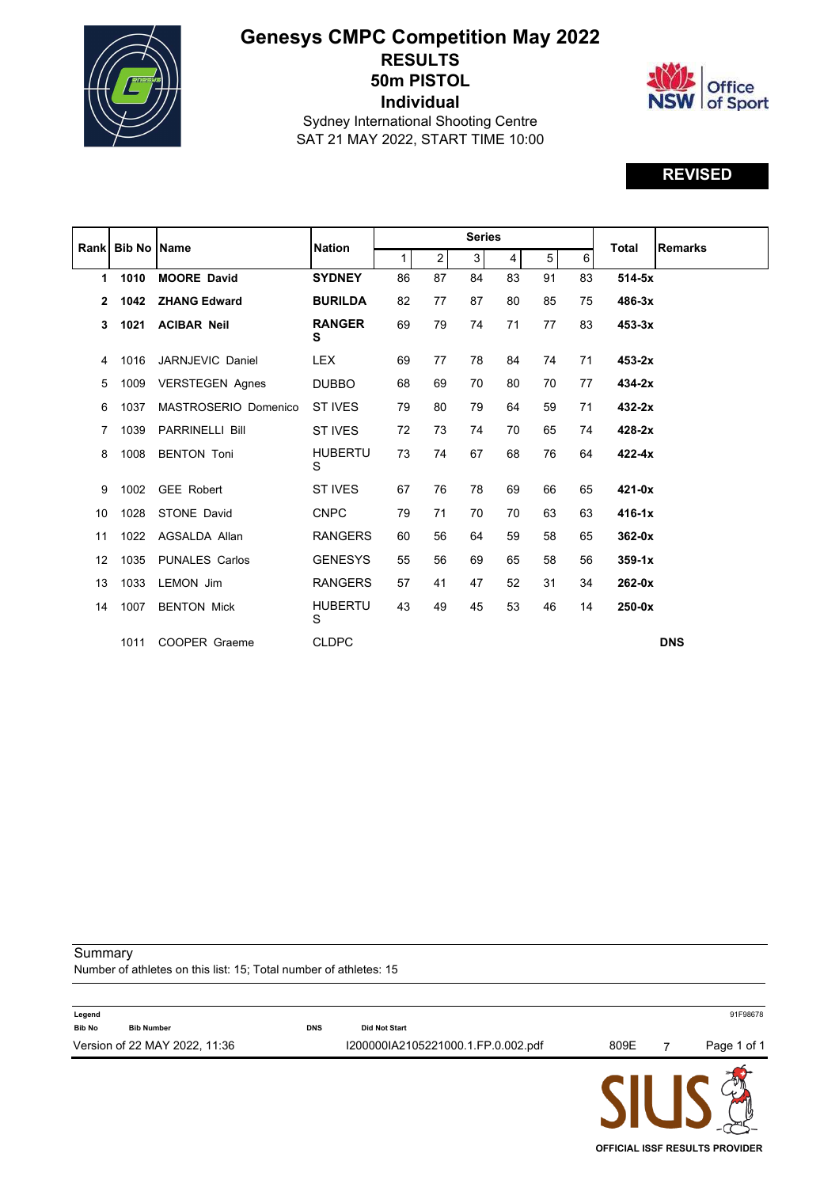# Genesys CMPC Competition May 2022

## RESULTS
## 50m PISTOL
## Individual

Sydney International Shooting Centre
SAT 21 MAY 2022, START TIME 10:00

**REVISED**

| Rank | Bib No | Name | Nation | Series 1 | 2 | 3 | 4 | 5 | 6 | Total | Remarks |
|---|---|---|---|---|---|---|---|---|---|---|---|
| **1** | **1010** | **MOORE David** | **SYDNEY** | 86 | 87 | 84 | 83 | 91 | 83 | **514-5x** | |
| **2** | **1042** | **ZHANG Edward** | **BURILDA** | 82 | 77 | 87 | 80 | 85 | 75 | **486-3x** | |
| **3** | **1021** | **ACIBAR Neil** | **RANGERS** | 69 | 79 | 74 | 71 | 77 | 83 | **453-3x** | |
| 4 | 1016 | JARNJEVIC Daniel | LEX | 69 | 77 | 78 | 84 | 74 | 71 | **453-2x** | |
| 5 | 1009 | VERSTEGEN Agnes | DUBBO | 68 | 69 | 70 | 80 | 70 | 77 | **434-2x** | |
| 6 | 1037 | MASTROSERIO Domenico | ST IVES | 79 | 80 | 79 | 64 | 59 | 71 | **432-2x** | |
| 7 | 1039 | PARRINELLI Bill | ST IVES | 72 | 73 | 74 | 70 | 65 | 74 | **428-2x** | |
| 8 | 1008 | BENTON Toni | HUBERTUS | 73 | 74 | 67 | 68 | 76 | 64 | **422-4x** | |
| 9 | 1002 | GEE Robert | ST IVES | 67 | 76 | 78 | 69 | 66 | 65 | **421-0x** | |
| 10 | 1028 | STONE David | CNPC | 79 | 71 | 70 | 70 | 63 | 63 | **416-1x** | |
| 11 | 1022 | AGSALDA Allan | RANGERS | 60 | 56 | 64 | 59 | 58 | 65 | **362-0x** | |
| 12 | 1035 | PUNALES Carlos | GENESYS | 55 | 56 | 69 | 65 | 58 | 56 | **359-1x** | |
| 13 | 1033 | LEMON Jim | RANGERS | 57 | 41 | 47 | 52 | 31 | 34 | **262-0x** | |
| 14 | 1007 | BENTON Mick | HUBERTUS | 43 | 49 | 45 | 53 | 46 | 14 | **250-0x** | |
| | 1011 | COOPER Graeme | CLDPC | | | | | | | | **DNS** |

Summary
Number of athletes on this list: 15; Total number of athletes: 15

**Legend**
**Bib No** Bib Number  **DNS** Did Not Start

Version of 22 MAY 2022, 11:36   I200000IA2105221000.1.FP.0.002.pdf   809E   7   91F98678

OFFICIAL ISSF RESULTS PROVIDER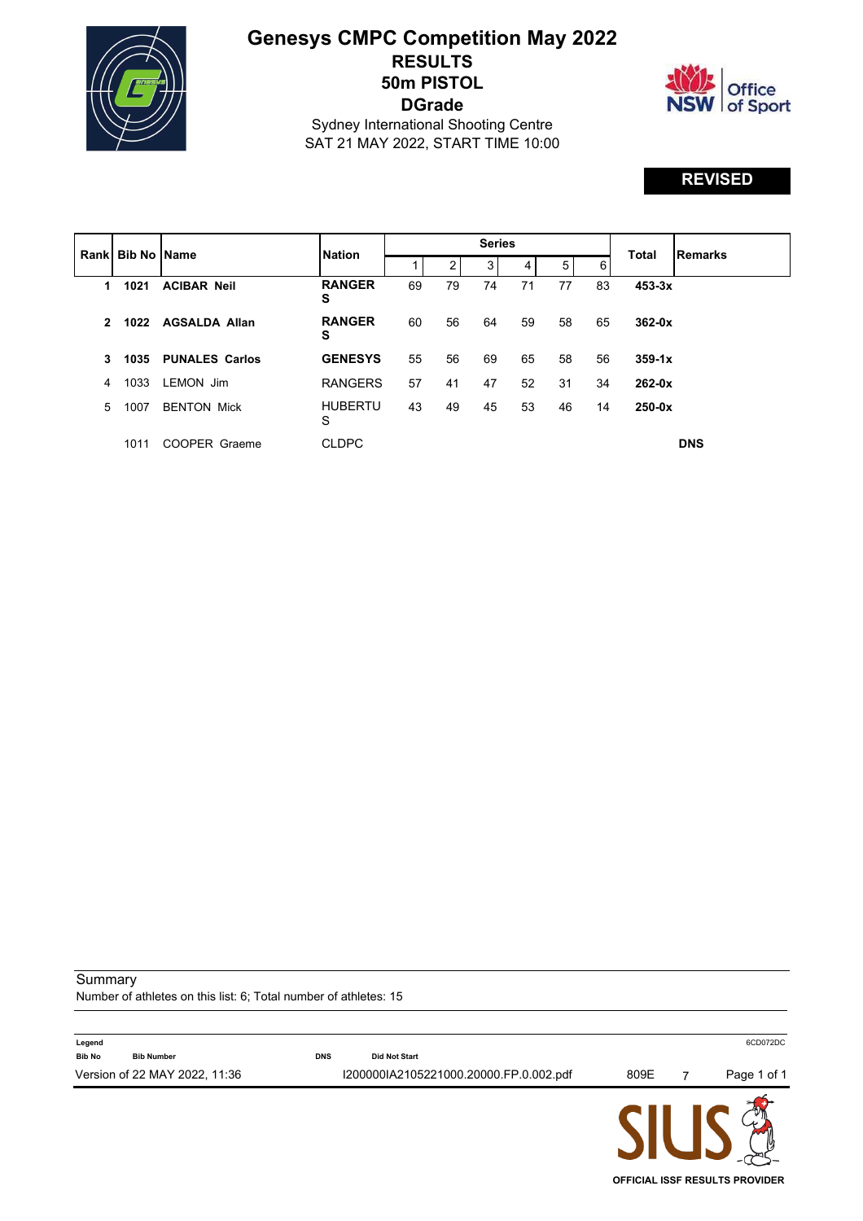# Genesys CMPC Competition May 2022

## RESULTS

## 50m PISTOL

## DGrade

Sydney International Shooting Centre

SAT 21 MAY 2022, START TIME 10:00

**REVISED**

| Rank | Bib No | Name | Nation | Series | | | | | | Total | Remarks |
|---|---|---|---|---|---|---|---|---|---|---|---|
| | | | | 1 | 2 | 3 | 4 | 5 | 6 | | |
| **1** | **1021** | **ACIBAR Neil** | **RANGERS** | 69 | 79 | 74 | 71 | 77 | 83 | **453-3x** | |
| **2** | **1022** | **AGSALDA Allan** | **RANGERS** | 60 | 56 | 64 | 59 | 58 | 65 | **362-0x** | |
| **3** | **1035** | **PUNALES Carlos** | **GENESYS** | 55 | 56 | 69 | 65 | 58 | 56 | **359-1x** | |
| 4 | 1033 | LEMON Jim | RANGERS | 57 | 41 | 47 | 52 | 31 | 34 | **262-0x** | |
| 5 | 1007 | BENTON Mick | HUBERTUS | 43 | 49 | 45 | 53 | 46 | 14 | **250-0x** | |
| | 1011 | COOPER Graeme | CLDPC | | | | | | | | **DNS** |

Summary

Number of athletes on this list: 6; Total number of athletes: 15

**Legend**

**Bib No** Bib Number **DNS** Did Not Start

Version of 22 MAY 2022, 11:36 I200000IA2105221000.20000.FP.0.002.pdf 809E 7

6CD072DC

OFFICIAL ISSF RESULTS PROVIDER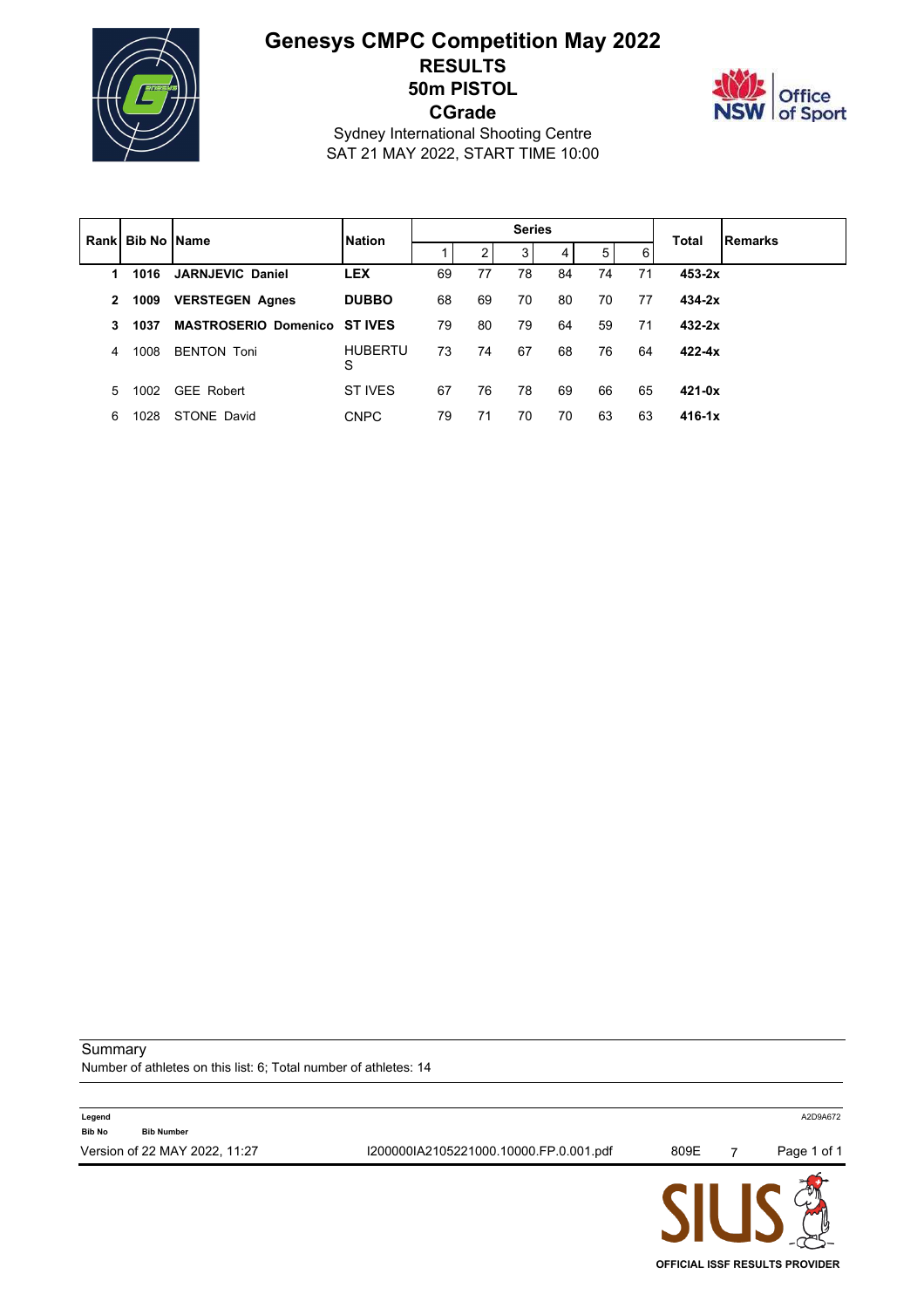# Genesys CMPC Competition May 2022

## RESULTS

## 50m PISTOL

## CGrade

Sydney International Shooting Centre
SAT 21 MAY 2022, START TIME 10:00

| Rank | Bib No | Name | Nation | Series | | | | | | Total | Remarks |
|---|---|---|---|---|---|---|---|---|---|---|---|
| | | | | 1 | 2 | 3 | 4 | 5 | 6 | | |
| **1** | **1016** | **JARNJEVIC Daniel** | **LEX** | 69 | 77 | 78 | 84 | 74 | 71 | **453-2x** | |
| **2** | **1009** | **VERSTEGEN Agnes** | **DUBBO** | 68 | 69 | 70 | 80 | 70 | 77 | **434-2x** | |
| **3** | **1037** | **MASTROSERIO Domenico** | **ST IVES** | 79 | 80 | 79 | 64 | 59 | 71 | **432-2x** | |
| 4 | 1008 | BENTON Toni | HUBERTUS | 73 | 74 | 67 | 68 | 76 | 64 | **422-4x** | |
| 5 | 1002 | GEE Robert | ST IVES | 67 | 76 | 78 | 69 | 66 | 65 | **421-0x** | |
| 6 | 1028 | STONE David | CNPC | 79 | 71 | 70 | 70 | 63 | 63 | **416-1x** | |

Summary

Number of athletes on this list: 6; Total number of athletes: 14

**Legend**

**Bib No** **Bib Number**

Version of 22 MAY 2022, 11:27 I200000IA2105221000.10000.FP.0.001.pdf 809E 7 A2D9A672

OFFICIAL ISSF RESULTS PROVIDER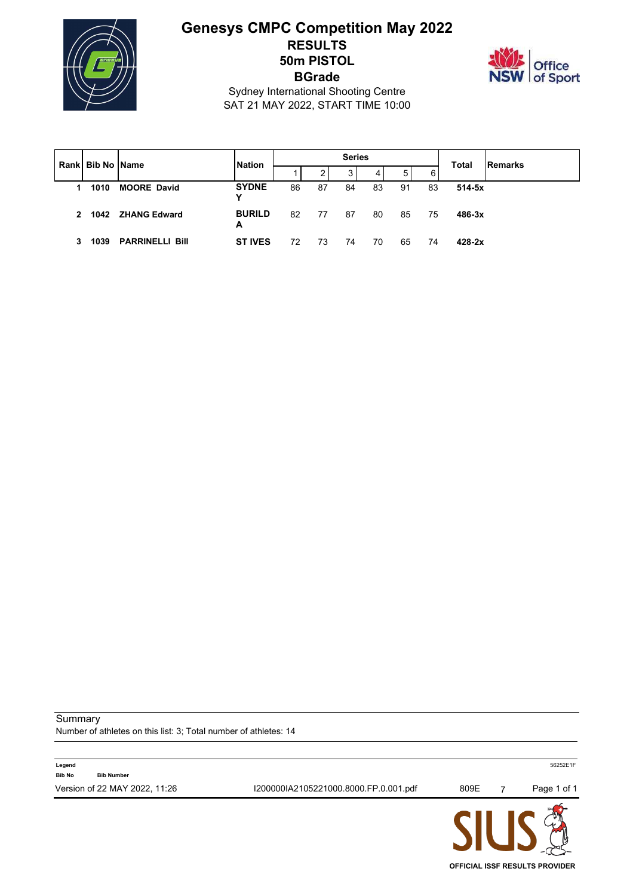# Genesys CMPC Competition May 2022

## RESULTS

## 50m PISTOL

## BGrade

Sydney International Shooting Centre

SAT 21 MAY 2022, START TIME 10:00

| Rank | Bib No | Name | Nation | Series | | | | | | Total | Remarks |
|---|---|---|---|---|---|---|---|---|---|---|---|
| | | | | 1 | 2 | 3 | 4 | 5 | 6 | | |
| 1 | 1010 | MOORE David | SYDNEY | 86 | 87 | 84 | 83 | 91 | 83 | 514-5x | |
| 2 | 1042 | ZHANG Edward | BURILDA | 82 | 77 | 87 | 80 | 85 | 75 | 486-3x | |
| 3 | 1039 | PARRINELLI Bill | ST IVES | 72 | 73 | 74 | 70 | 65 | 74 | 428-2x | |

Summary

Number of athletes on this list: 3; Total number of athletes: 14

**Legend**

**Bib No** Bib Number

Version of 22 MAY 2022, 11:26 I200000IA2105221000.8000.FP.0.001.pdf 809E 7

56252E1F

OFFICIAL ISSF RESULTS PROVIDER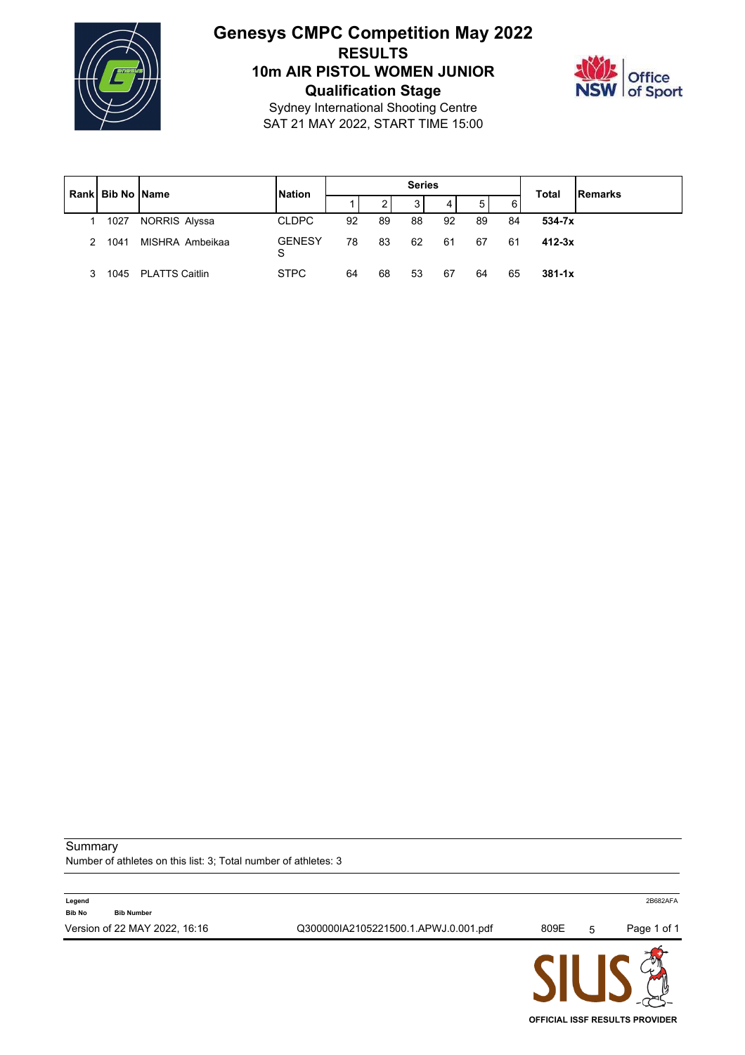# Genesys CMPC Competition May 2022

## RESULTS

## 10m AIR PISTOL WOMEN JUNIOR

## Qualification Stage

Sydney International Shooting Centre
SAT 21 MAY 2022, START TIME 15:00

| Rank | Bib No | Name | Nation | Series | | | | | | Total | Remarks |
|---|---|---|---|---|---|---|---|---|---|---|---|
| | | | | 1 | 2 | 3 | 4 | 5 | 6 | | |
| 1 | 1027 | NORRIS Alyssa | CLDPC | 92 | 89 | 88 | 92 | 89 | 84 | **534-7x** | |
| 2 | 1041 | MISHRA Ambeikaa | GENESYS | 78 | 83 | 62 | 61 | 67 | 61 | **412-3x** | |
| 3 | 1045 | PLATTS Caitlin | STPC | 64 | 68 | 53 | 67 | 64 | 65 | **381-1x** | |

Summary
Number of athletes on this list: 3; Total number of athletes: 3

**Legend**
**Bib No** **Bib Number**

2B682AFA

Version of 22 MAY 2022, 16:16 Q300000IA2105221500.1.APWJ.0.001.pdf 809E 5

OFFICIAL ISSF RESULTS PROVIDER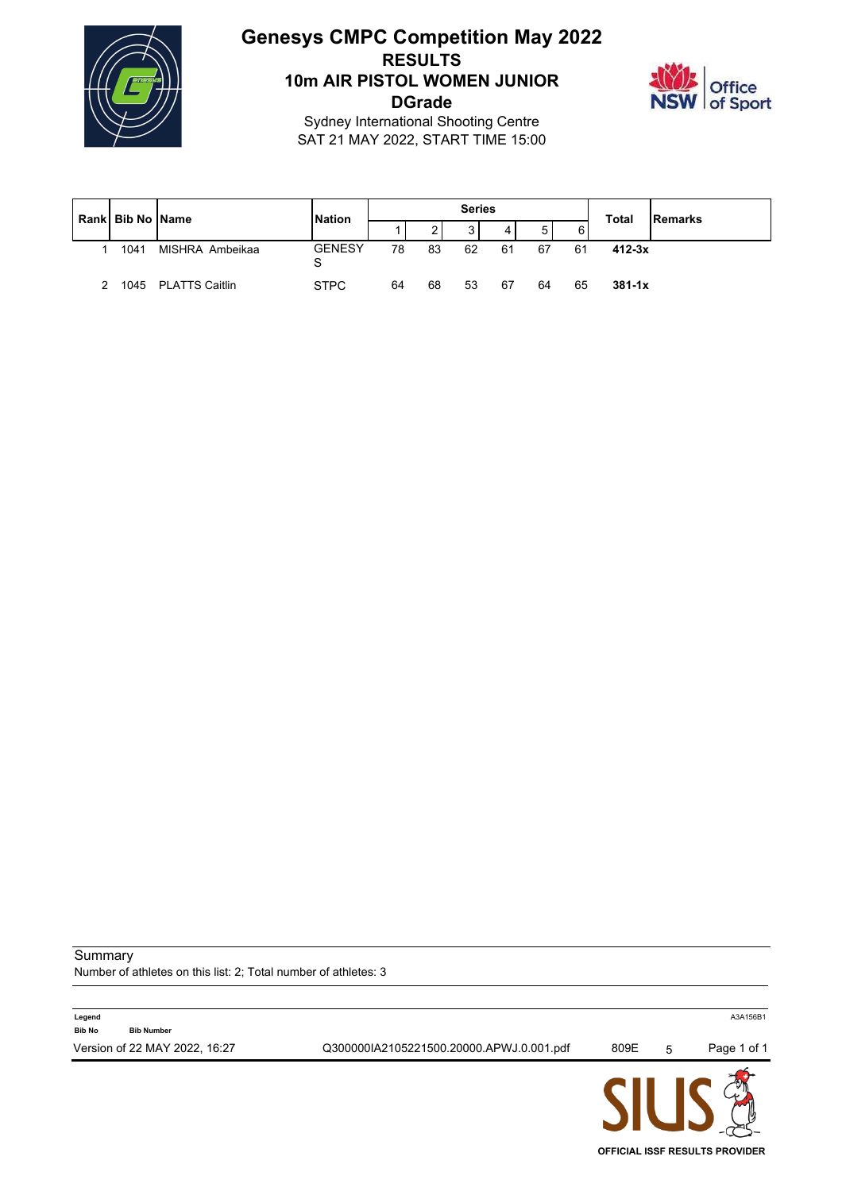# Genesys CMPC Competition May 2022

## RESULTS

## 10m AIR PISTOL WOMEN JUNIOR

## DGrade

Sydney International Shooting Centre

SAT 21 MAY 2022, START TIME 15:00

| Rank | Bib No | Name | Nation | Series | | | | | | Total | Remarks |
|---|---|---|---|---|---|---|---|---|---|---|---|
| | | | | 1 | 2 | 3 | 4 | 5 | 6 | | |
| 1 | 1041 | MISHRA Ambeikaa | GENESYS | 78 | 83 | 62 | 61 | 67 | 61 | **412-3x** | |
| 2 | 1045 | PLATTS Caitlin | STPC | 64 | 68 | 53 | 67 | 64 | 65 | **381-1x** | |

Summary

Number of athletes on this list: 2; Total number of athletes: 3

**Legend**

**Bib No** **Bib Number**

Version of 22 MAY 2022, 16:27 Q300000IA2105221500.20000.APWJ.0.001.pdf 809E 5

OFFICIAL ISSF RESULTS PROVIDER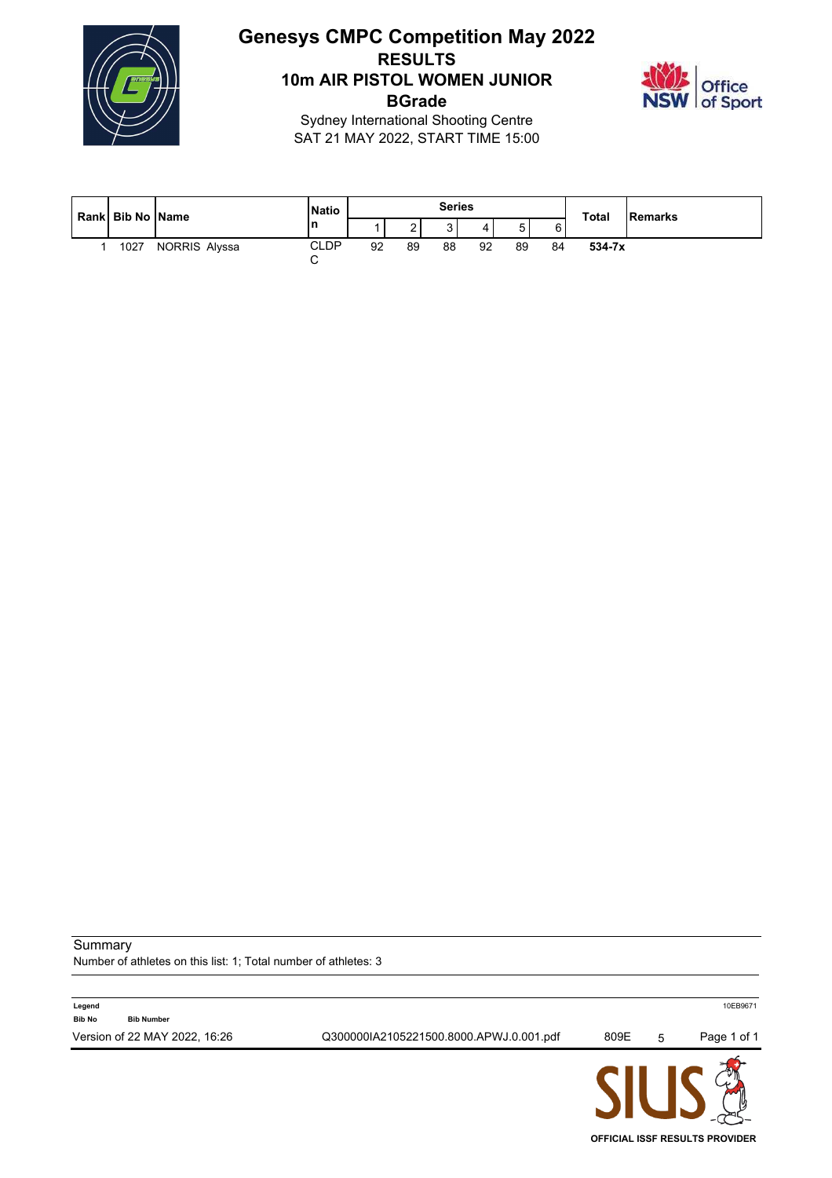# Genesys CMPC Competition May 2022

## RESULTS

## 10m AIR PISTOL WOMEN JUNIOR

## BGrade

Sydney International Shooting Centre

SAT 21 MAY 2022, START TIME 15:00

| Rank | Bib No | Name | Nation | Series | | | | | | Total | Remarks |
|---|---|---|---|---|---|---|---|---|---|---|---|
| | | | | 1 | 2 | 3 | 4 | 5 | 6 | | |
| 1 | 1027 | NORRIS Alyssa | CLDPC | 92 | 89 | 88 | 92 | 89 | 84 | **534-7x** | |

Summary

Number of athletes on this list: 1; Total number of athletes: 3

**Legend**

**Bib No** **Bib Number**

10EB9671

Version of 22 MAY 2022, 16:26 Q300000IA2105221500.8000.APWJ.0.001.pdf 809E 5

SIUS

**OFFICIAL ISSF RESULTS PROVIDER**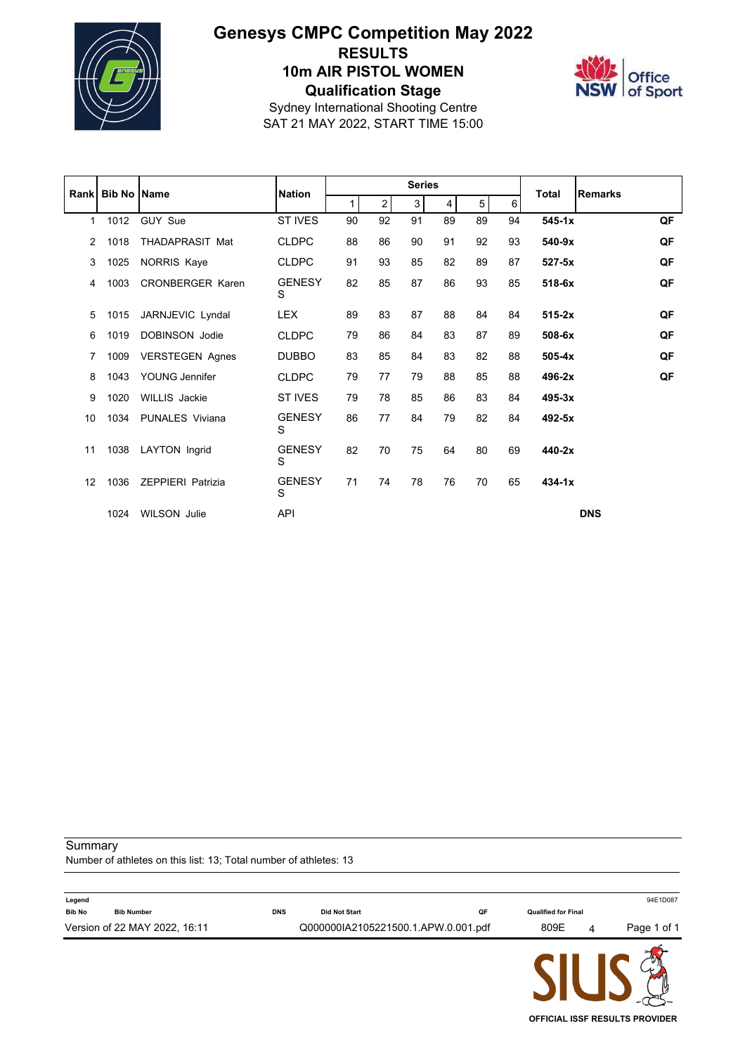# Genesys CMPC Competition May 2022

## RESULTS

## 10m AIR PISTOL WOMEN

## Qualification Stage

Sydney International Shooting Centre
SAT 21 MAY 2022, START TIME 15:00

| Rank | Bib No | Name | Nation | Series | | | | | | Total | Remarks |
|---|---|---|---|---|---|---|---|---|---|---|---|
| | | | | 1 | 2 | 3 | 4 | 5 | 6 | | |
| 1 | 1012 | GUY Sue | ST IVES | 90 | 92 | 91 | 89 | 89 | 94 | **545-1x** | **QF** |
| 2 | 1018 | THADAPRASIT Mat | CLDPC | 88 | 86 | 90 | 91 | 92 | 93 | **540-9x** | **QF** |
| 3 | 1025 | NORRIS Kaye | CLDPC | 91 | 93 | 85 | 82 | 89 | 87 | **527-5x** | **QF** |
| 4 | 1003 | CRONBERGER Karen | GENESYS | 82 | 85 | 87 | 86 | 93 | 85 | **518-6x** | **QF** |
| 5 | 1015 | JARNJEVIC Lyndal | LEX | 89 | 83 | 87 | 88 | 84 | 84 | **515-2x** | **QF** |
| 6 | 1019 | DOBINSON Jodie | CLDPC | 79 | 86 | 84 | 83 | 87 | 89 | **508-6x** | **QF** |
| 7 | 1009 | VERSTEGEN Agnes | DUBBO | 83 | 85 | 84 | 83 | 82 | 88 | **505-4x** | **QF** |
| 8 | 1043 | YOUNG Jennifer | CLDPC | 79 | 77 | 79 | 88 | 85 | 88 | **496-2x** | **QF** |
| 9 | 1020 | WILLIS Jackie | ST IVES | 79 | 78 | 85 | 86 | 83 | 84 | **495-3x** | |
| 10 | 1034 | PUNALES Viviana | GENESYS | 86 | 77 | 84 | 79 | 82 | 84 | **492-5x** | |
| 11 | 1038 | LAYTON Ingrid | GENESYS | 82 | 70 | 75 | 64 | 80 | 69 | **440-2x** | |
| 12 | 1036 | ZEPPIERI Patrizia | GENESYS | 71 | 74 | 78 | 76 | 70 | 65 | **434-1x** | |
| | 1024 | WILSON Julie | API | | | | | | | | **DNS** |

Summary
Number of athletes on this list: 13; Total number of athletes: 13

**Legend**

| Bib No | Bib Number | DNS | Did Not Start | QF | Qualified for Final |
|---|---|---|---|---|---|

Version of 22 MAY 2022, 16:11 Q000000IA2105221500.1.APW.0.001.pdf 809E 4 94E1D087

OFFICIAL ISSF RESULTS PROVIDER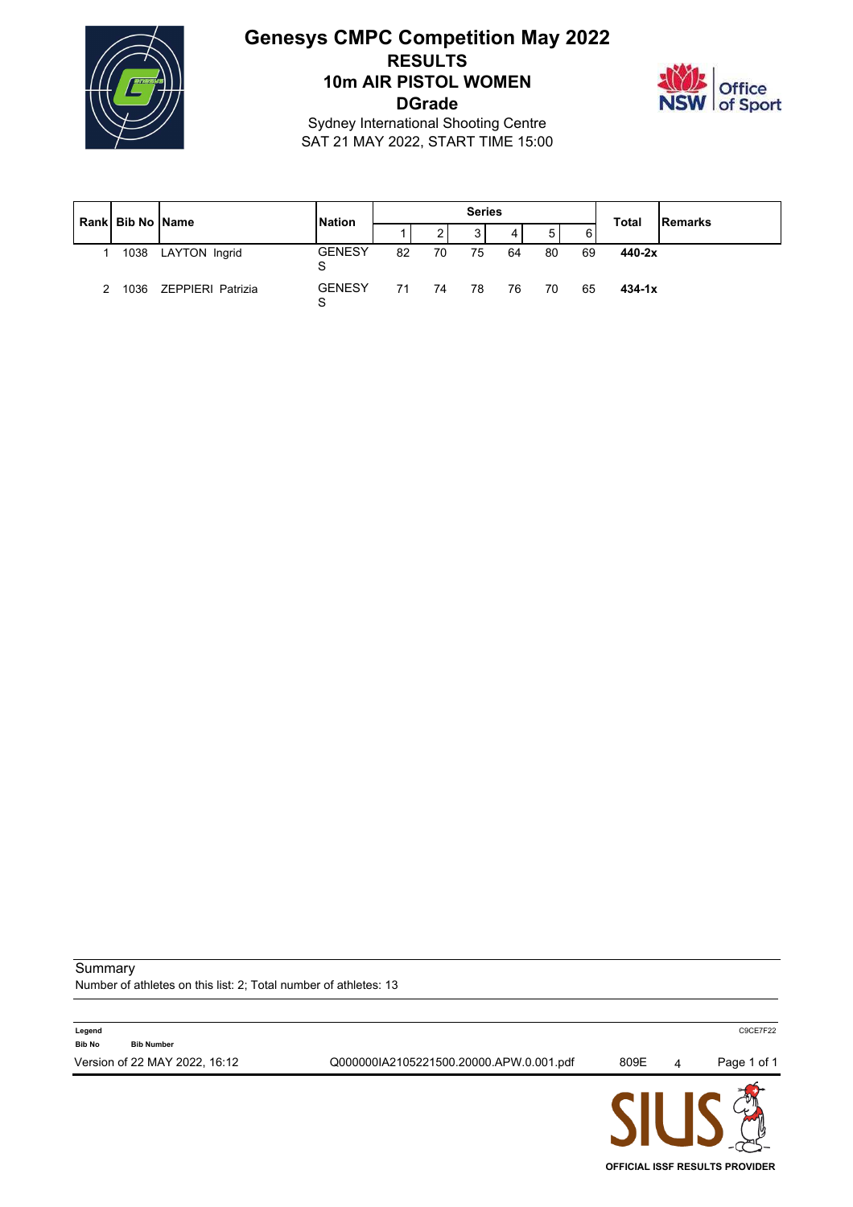# Genesys CMPC Competition May 2022

## RESULTS

## 10m AIR PISTOL WOMEN

## DGrade

Sydney International Shooting Centre
SAT 21 MAY 2022, START TIME 15:00

| Rank | Bib No | Name | Nation | Series | | | | | | Total | Remarks |
|---|---|---|---|---|---|---|---|---|---|---|---|
| | | | | 1 | 2 | 3 | 4 | 5 | 6 | | |
| 1 | 1038 | LAYTON Ingrid | GENESYS | 82 | 70 | 75 | 64 | 80 | 69 | **440-2x** | |
| 2 | 1036 | ZEPPIERI Patrizia | GENESYS | 71 | 74 | 78 | 76 | 70 | 65 | **434-1x** | |

Summary
Number of athletes on this list: 2; Total number of athletes: 13

**Legend**
**Bib No** **Bib Number**

Version of 22 MAY 2022, 16:12 Q000000IA2105221500.20000.APW.0.001.pdf 809E 4 C9CE7F22

OFFICIAL ISSF RESULTS PROVIDER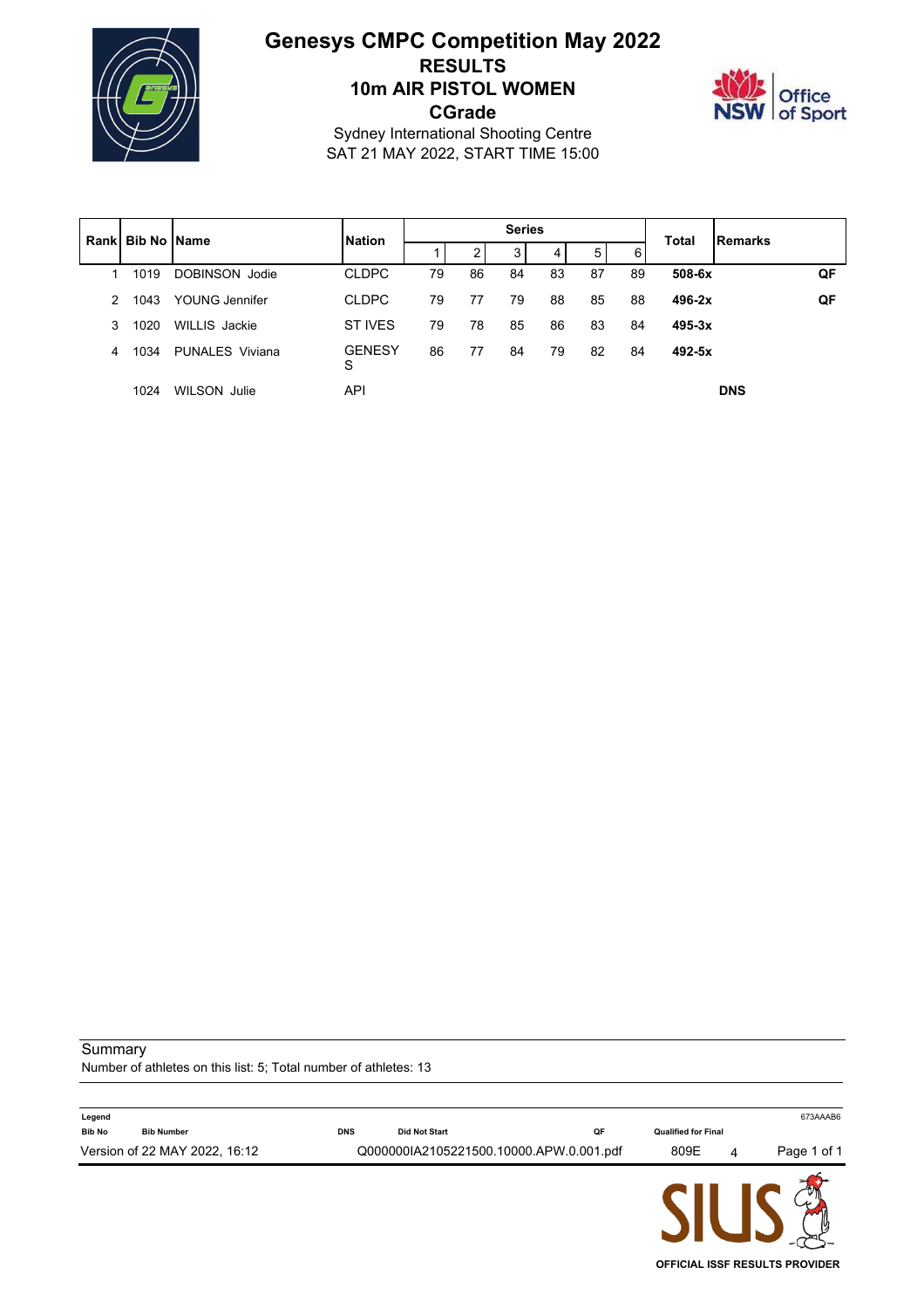# Genesys CMPC Competition May 2022

## RESULTS

## 10m AIR PISTOL WOMEN

## CGrade

Sydney International Shooting Centre
SAT 21 MAY 2022, START TIME 15:00

| Rank | Bib No | Name | Nation | Series 1 | 2 | 3 | 4 | 5 | 6 | Total | Remarks | |
|---|---|---|---|---|---|---|---|---|---|---|---|---|
| 1 | 1019 | DOBINSON Jodie | CLDPC | 79 | 86 | 84 | 83 | 87 | 89 | **508-6x** | | **QF** |
| 2 | 1043 | YOUNG Jennifer | CLDPC | 79 | 77 | 79 | 88 | 85 | 88 | **496-2x** | | **QF** |
| 3 | 1020 | WILLIS Jackie | ST IVES | 79 | 78 | 85 | 86 | 83 | 84 | **495-3x** | | |
| 4 | 1034 | PUNALES Viviana | GENESYS | 86 | 77 | 84 | 79 | 82 | 84 | **492-5x** | | |
| | 1024 | WILSON Julie | API | | | | | | | | **DNS** | |

Summary
Number of athletes on this list: 5; Total number of athletes: 13

**Legend**

| | | | | | |
|---|---|---|---|---|---|
| **Bib No** | **Bib Number** | **DNS** | **Did Not Start** | **QF** | **Qualified for Final** |

673AAAB6

Version of 22 MAY 2022, 16:12 Q000000IA2105221500.10000.APW.0.001.pdf 809E 4

OFFICIAL ISSF RESULTS PROVIDER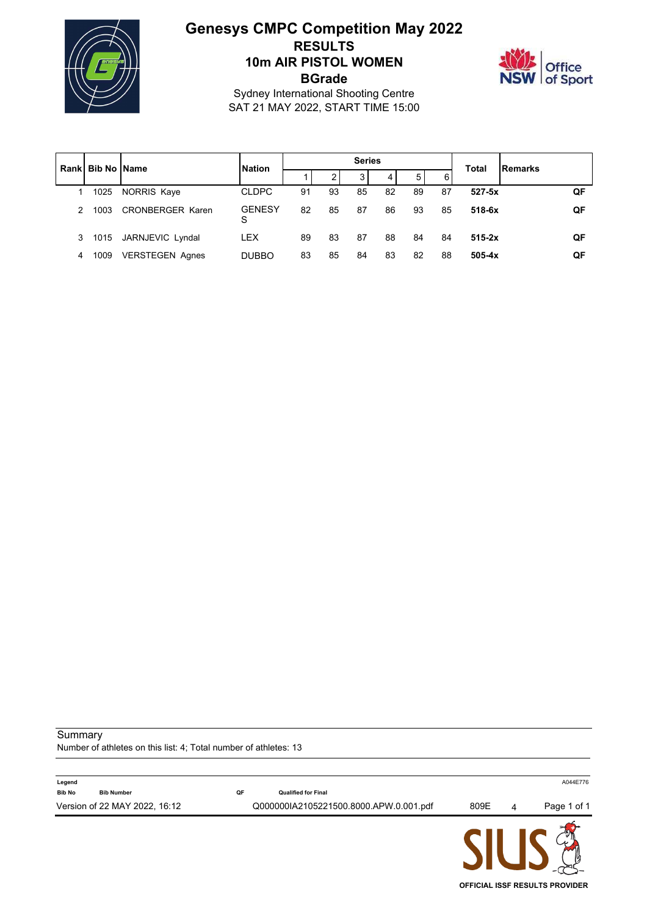# Genesys CMPC Competition May 2022

## RESULTS

## 10m AIR PISTOL WOMEN

## BGrade

Sydney International Shooting Centre

SAT 21 MAY 2022, START TIME 15:00

| Rank | Bib No | Name | Nation | Series | | | | | | Total | Remarks |
|---|---|---|---|---|---|---|---|---|---|---|---|
| | | | | 1 | 2 | 3 | 4 | 5 | 6 | | |
| 1 | 1025 | NORRIS Kaye | CLDPC | 91 | 93 | 85 | 82 | 89 | 87 | **527-5x** | **QF** |
| 2 | 1003 | CRONBERGER Karen | GENESYS | 82 | 85 | 87 | 86 | 93 | 85 | **518-6x** | **QF** |
| 3 | 1015 | JARNJEVIC Lyndal | LEX | 89 | 83 | 87 | 88 | 84 | 84 | **515-2x** | **QF** |
| 4 | 1009 | VERSTEGEN Agnes | DUBBO | 83 | 85 | 84 | 83 | 82 | 88 | **505-4x** | **QF** |

Summary

Number of athletes on this list: 4; Total number of athletes: 13

**Legend**

| | | | |
|---|---|---|---|
| **Bib No** | **Bib Number** | **QF** | **Qualified for Final** |

A044E776

Version of 22 MAY 2022, 16:12 Q000000IA2105221500.8000.APW.0.001.pdf 809E 4

OFFICIAL ISSF RESULTS PROVIDER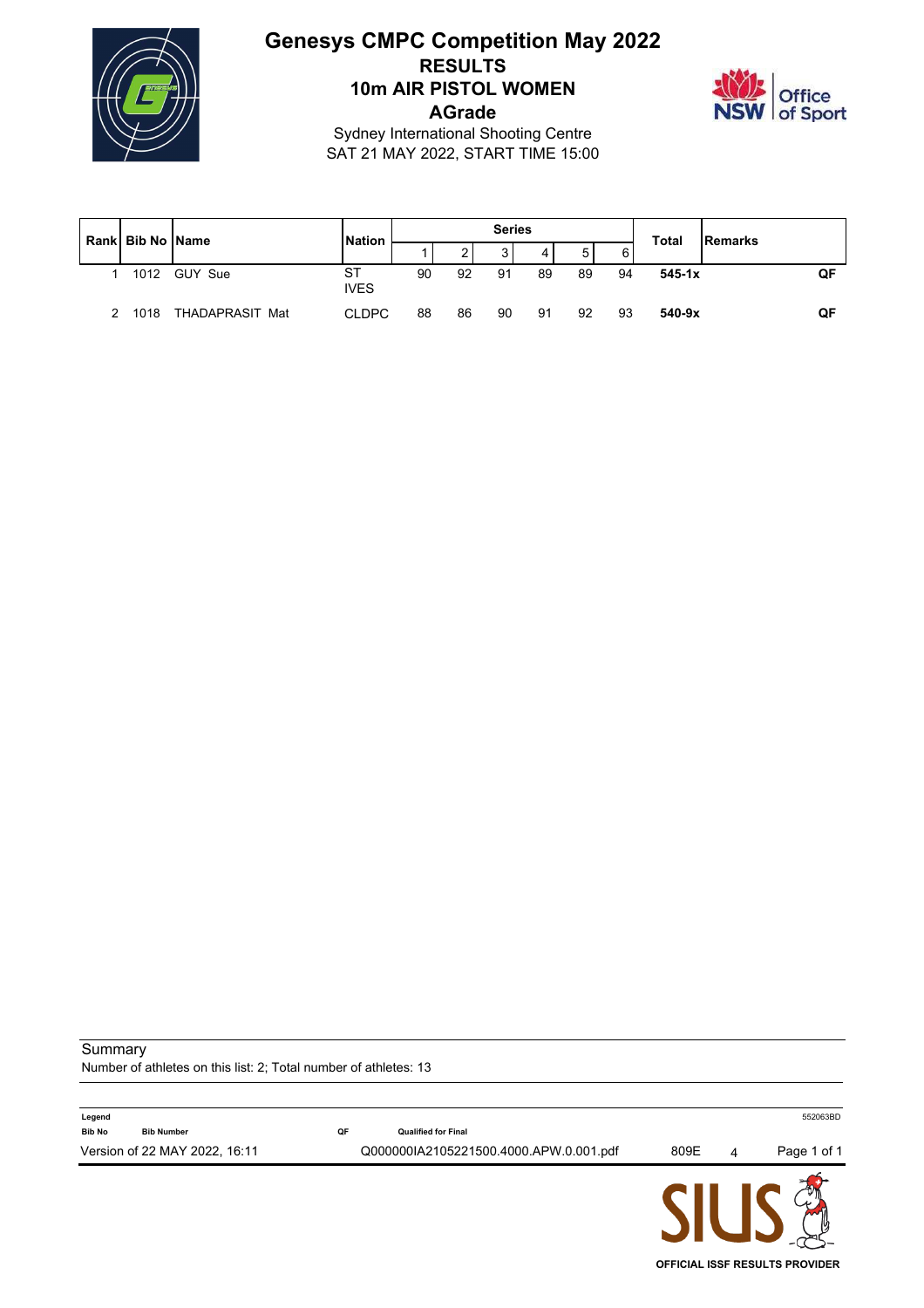# Genesys CMPC Competition May 2022

## RESULTS

## 10m AIR PISTOL WOMEN

## AGrade

Sydney International Shooting Centre

SAT 21 MAY 2022, START TIME 15:00

| Rank | Bib No | Name | Nation | Series | | | | | | Total | Remarks |
|---|---|---|---|---|---|---|---|---|---|---|---|
| | | | | 1 | 2 | 3 | 4 | 5 | 6 | | |
| 1 | 1012 | GUY Sue | ST IVES | 90 | 92 | 91 | 89 | 89 | 94 | **545-1x** | **QF** |
| 2 | 1018 | THADAPRASIT Mat | CLDPC | 88 | 86 | 90 | 91 | 92 | 93 | **540-9x** | **QF** |

Summary

Number of athletes on this list: 2; Total number of athletes: 13

**Legend**

**Bib No** Bib Number

**QF** Qualified for Final

Version of 22 MAY 2022, 16:11 Q000000IA2105221500.4000.APW.0.001.pdf 809E 4

OFFICIAL ISSF RESULTS PROVIDER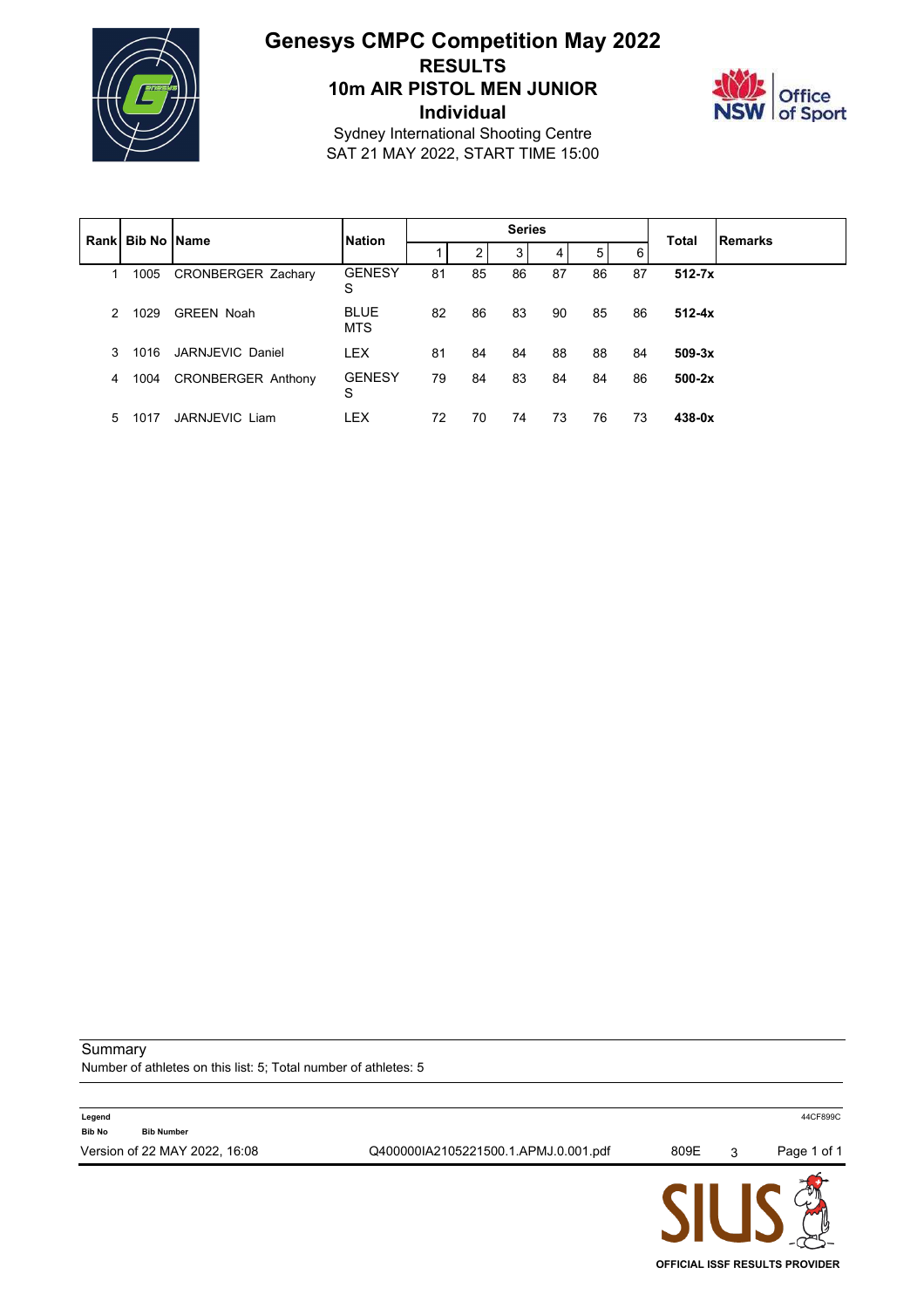# Genesys CMPC Competition May 2022

## RESULTS

## 10m AIR PISTOL MEN JUNIOR

## Individual

Sydney International Shooting Centre

SAT 21 MAY 2022, START TIME 15:00

| Rank | Bib No | Name | Nation | Series | | | | | | Total | Remarks |
|---|---|---|---|---|---|---|---|---|---|---|---|
| | | | | 1 | 2 | 3 | 4 | 5 | 6 | | |
| 1 | 1005 | CRONBERGER Zachary | GENESYS | 81 | 85 | 86 | 87 | 86 | 87 | **512-7x** | |
| 2 | 1029 | GREEN Noah | BLUE MTS | 82 | 86 | 83 | 90 | 85 | 86 | **512-4x** | |
| 3 | 1016 | JARNJEVIC Daniel | LEX | 81 | 84 | 84 | 88 | 88 | 84 | **509-3x** | |
| 4 | 1004 | CRONBERGER Anthony | GENESYS | 79 | 84 | 83 | 84 | 84 | 86 | **500-2x** | |
| 5 | 1017 | JARNJEVIC Liam | LEX | 72 | 70 | 74 | 73 | 76 | 73 | **438-0x** | |

Summary

Number of athletes on this list: 5; Total number of athletes: 5

**Legend**

**Bib No** **Bib Number**

44CF899C

Version of 22 MAY 2022, 16:08    Q400000IA2105221500.1.APMJ.0.001.pdf    809E    3

OFFICIAL ISSF RESULTS PROVIDER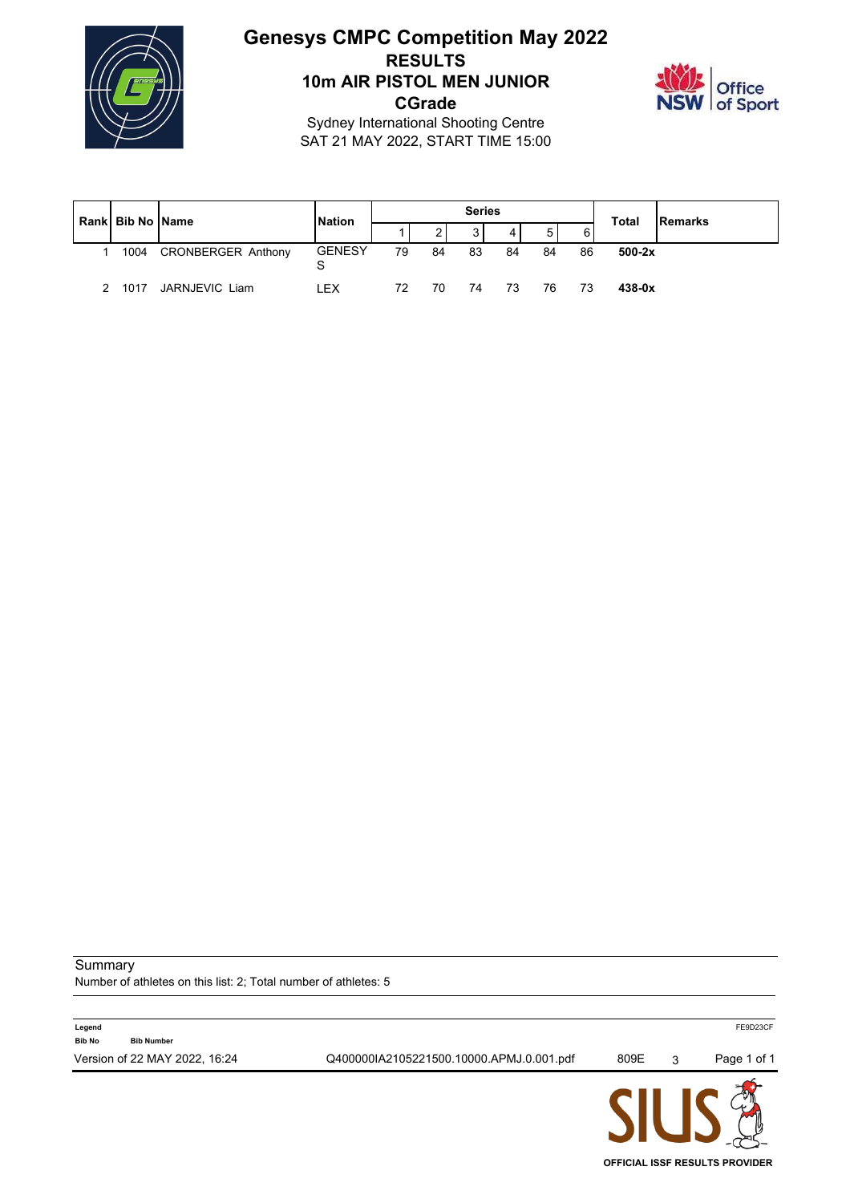# Genesys CMPC Competition May 2022

## RESULTS

## 10m AIR PISTOL MEN JUNIOR

## CGrade

Sydney International Shooting Centre

SAT 21 MAY 2022, START TIME 15:00

| Rank | Bib No | Name | Nation | Series 1 | 2 | 3 | 4 | 5 | 6 | Total | Remarks |
|---|---|---|---|---|---|---|---|---|---|---|---|
| 1 | 1004 | CRONBERGER Anthony | GENESYS | 79 | 84 | 83 | 84 | 84 | 86 | **500-2x** | |
| 2 | 1017 | JARNJEVIC Liam | LEX | 72 | 70 | 74 | 73 | 76 | 73 | **438-0x** | |

Summary

Number of athletes on this list: 2; Total number of athletes: 5

**Legend**

**Bib No** **Bib Number**

Version of 22 MAY 2022, 16:24 Q400000IA2105221500.10000.APMJ.0.001.pdf 809E 3

OFFICIAL ISSF RESULTS PROVIDER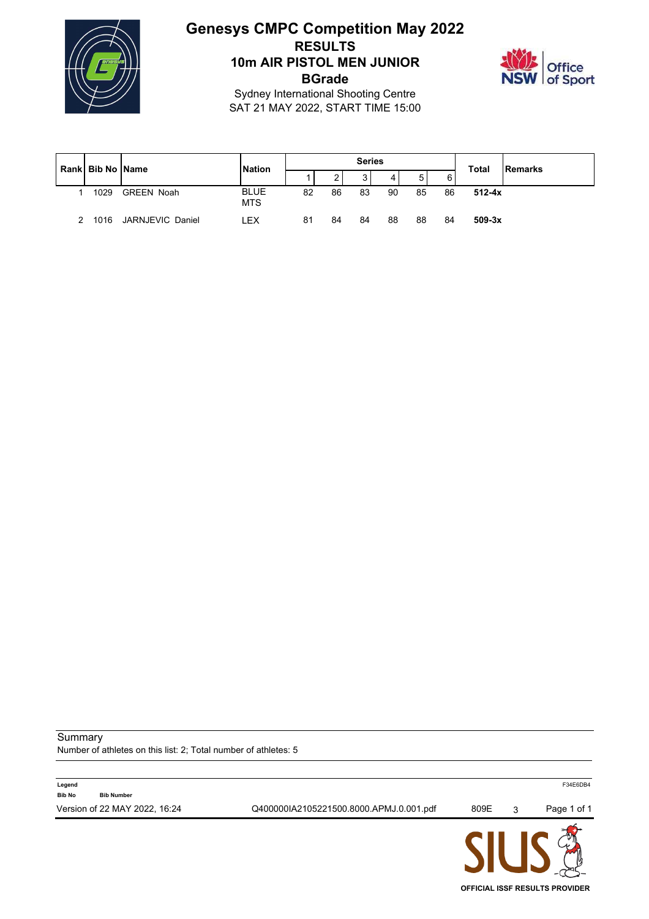# Genesys CMPC Competition May 2022

## RESULTS

## 10m AIR PISTOL MEN JUNIOR

## BGrade

Sydney International Shooting Centre
SAT 21 MAY 2022, START TIME 15:00

| Rank | Bib No | Name | Nation | Series | | | | | | Total | Remarks |
|---|---|---|---|---|---|---|---|---|---|---|---|
| | | | | 1 | 2 | 3 | 4 | 5 | 6 | | |
| 1 | 1029 | GREEN Noah | BLUE MTS | 82 | 86 | 83 | 90 | 85 | 86 | **512-4x** | |
| 2 | 1016 | JARNJEVIC Daniel | LEX | 81 | 84 | 84 | 88 | 88 | 84 | **509-3x** | |

Summary
Number of athletes on this list: 2; Total number of athletes: 5

**Legend**
**Bib No** **Bib Number**

Version of 22 MAY 2022, 16:24 Q400000IA2105221500.8000.APMJ.0.001.pdf 809E 3 F34E6DB4

OFFICIAL ISSF RESULTS PROVIDER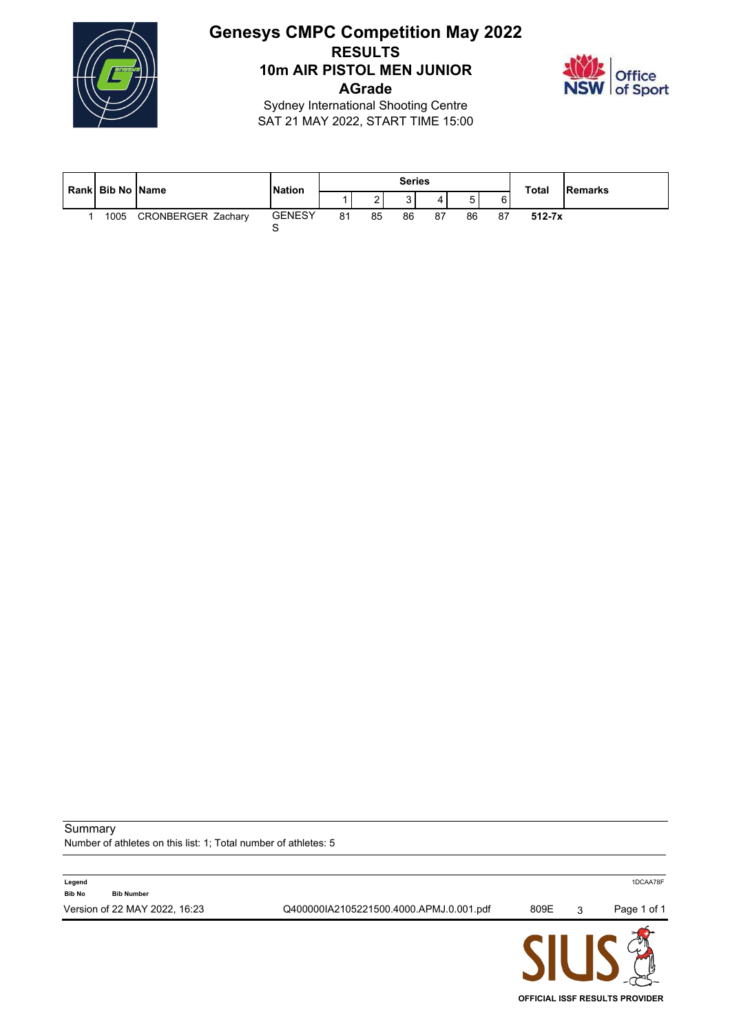# Genesys CMPC Competition May 2022

## RESULTS

## 10m AIR PISTOL MEN JUNIOR

## AGrade

Sydney International Shooting Centre
SAT 21 MAY 2022, START TIME 15:00

| Rank | Bib No | Name | Nation | Series 1 | 2 | 3 | 4 | 5 | 6 | Total | Remarks |
|---|---|---|---|---|---|---|---|---|---|---|---|
| 1 | 1005 | CRONBERGER Zachary | GENESYS | 81 | 85 | 86 | 87 | 86 | 87 | **512-7x** | |

Summary
Number of athletes on this list: 1; Total number of athletes: 5

**Legend**
**Bib No** **Bib Number**

1DCAA78F

Version of 22 MAY 2022, 16:23 Q400000IA2105221500.4000.APMJ.0.001.pdf 809E 3

OFFICIAL ISSF RESULTS PROVIDER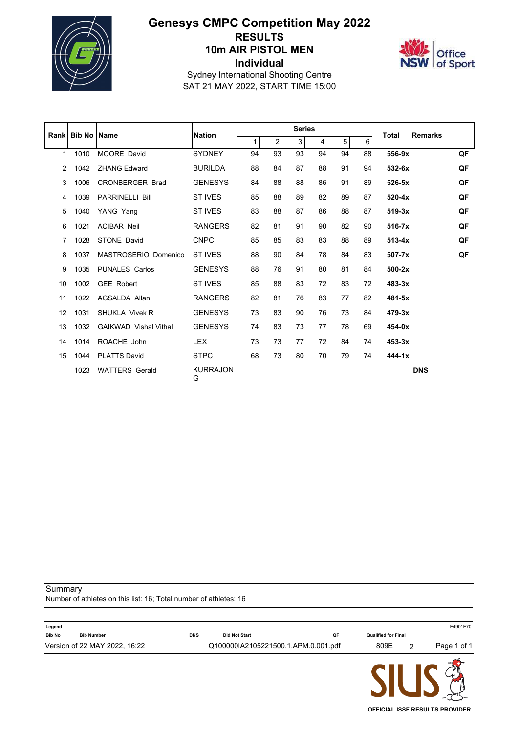# Genesys CMPC Competition May 2022

## RESULTS

## 10m AIR PISTOL MEN

## Individual

Sydney International Shooting Centre
SAT 21 MAY 2022, START TIME 15:00

| Rank | Bib No | Name | Nation | Series 1 | 2 | 3 | 4 | 5 | 6 | Total | Remarks |
|---|---|---|---|---|---|---|---|---|---|---|---|
| 1 | 1010 | MOORE David | SYDNEY | 94 | 93 | 93 | 94 | 94 | 88 | **556-9x** | **QF** |
| 2 | 1042 | ZHANG Edward | BURILDA | 88 | 84 | 87 | 88 | 91 | 94 | **532-6x** | **QF** |
| 3 | 1006 | CRONBERGER Brad | GENESYS | 84 | 88 | 88 | 86 | 91 | 89 | **526-5x** | **QF** |
| 4 | 1039 | PARRINELLI Bill | ST IVES | 85 | 88 | 89 | 82 | 89 | 87 | **520-4x** | **QF** |
| 5 | 1040 | YANG Yang | ST IVES | 83 | 88 | 87 | 86 | 88 | 87 | **519-3x** | **QF** |
| 6 | 1021 | ACIBAR Neil | RANGERS | 82 | 81 | 91 | 90 | 82 | 90 | **516-7x** | **QF** |
| 7 | 1028 | STONE David | CNPC | 85 | 85 | 83 | 83 | 88 | 89 | **513-4x** | **QF** |
| 8 | 1037 | MASTROSERIO Domenico | ST IVES | 88 | 90 | 84 | 78 | 84 | 83 | **507-7x** | **QF** |
| 9 | 1035 | PUNALES Carlos | GENESYS | 88 | 76 | 91 | 80 | 81 | 84 | **500-2x** | |
| 10 | 1002 | GEE Robert | ST IVES | 85 | 88 | 83 | 72 | 83 | 72 | **483-3x** | |
| 11 | 1022 | AGSALDA Allan | RANGERS | 82 | 81 | 76 | 83 | 77 | 82 | **481-5x** | |
| 12 | 1031 | SHUKLA Vivek R | GENESYS | 73 | 83 | 90 | 76 | 73 | 84 | **479-3x** | |
| 13 | 1032 | GAIKWAD Vishal Vithal | GENESYS | 74 | 83 | 73 | 77 | 78 | 69 | **454-0x** | |
| 14 | 1014 | ROACHE John | LEX | 73 | 73 | 77 | 72 | 84 | 74 | **453-3x** | |
| 15 | 1044 | PLATTS David | STPC | 68 | 73 | 80 | 70 | 79 | 74 | **444-1x** | |
| | 1023 | WATTERS Gerald | KURRAJONG | | | | | | | | **DNS** |

Summary
Number of athletes on this list: 16; Total number of athletes: 16

Legend

| Bib No | Bib Number | DNS | Did Not Start | QF | Qualified for Final |
|---|---|---|---|---|---|

Version of 22 MAY 2022, 16:22 — Q100000IA2105221500.1.APM.0.001.pdf — 809E 2 — E4901E70

OFFICIAL ISSF RESULTS PROVIDER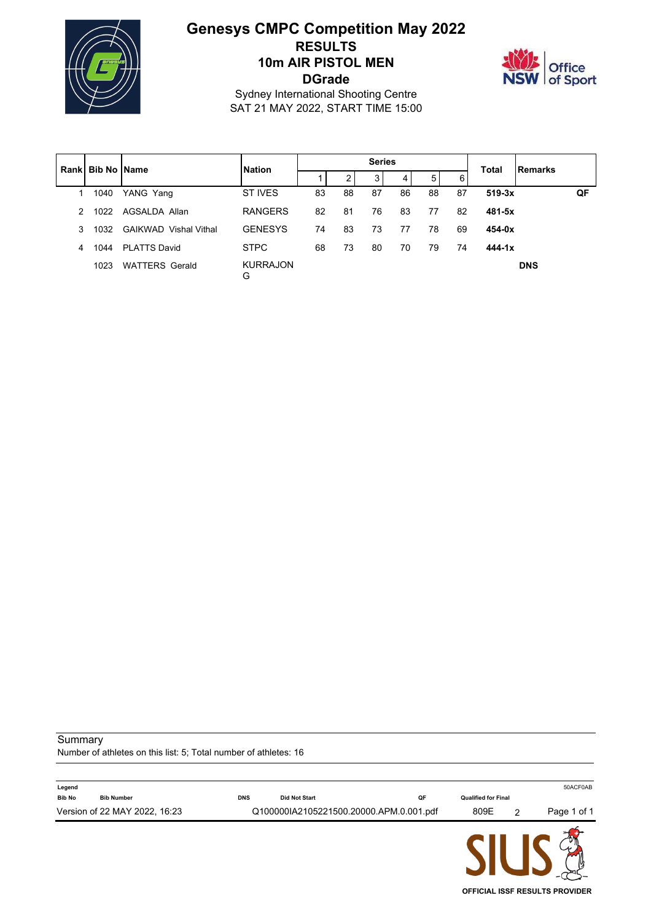# Genesys CMPC Competition May 2022

## RESULTS

## 10m AIR PISTOL MEN

## DGrade

Sydney International Shooting Centre

SAT 21 MAY 2022, START TIME 15:00

| Rank | Bib No | Name | Nation | Series | | | | | | Total | Remarks |
|---|---|---|---|---|---|---|---|---|---|---|---|
| | | | | 1 | 2 | 3 | 4 | 5 | 6 | | |
| 1 | 1040 | YANG Yang | ST IVES | 83 | 88 | 87 | 86 | 88 | 87 | **519-3x** | **QF** |
| 2 | 1022 | AGSALDA Allan | RANGERS | 82 | 81 | 76 | 83 | 77 | 82 | **481-5x** | |
| 3 | 1032 | GAIKWAD Vishal Vithal | GENESYS | 74 | 83 | 73 | 77 | 78 | 69 | **454-0x** | |
| 4 | 1044 | PLATTS David | STPC | 68 | 73 | 80 | 70 | 79 | 74 | **444-1x** | |
| | 1023 | WATTERS Gerald | KURRAJONG | | | | | | | | **DNS** |

Summary

Number of athletes on this list: 5; Total number of athletes: 16

**Legend**

| Bib No | Bib Number | DNS | Did Not Start | QF | Qualified for Final |
|---|---|---|---|---|---|

50ACF0AB

Version of 22 MAY 2022, 16:23 Q100000IA2105221500.20000.APM.0.001.pdf 809E 2

OFFICIAL ISSF RESULTS PROVIDER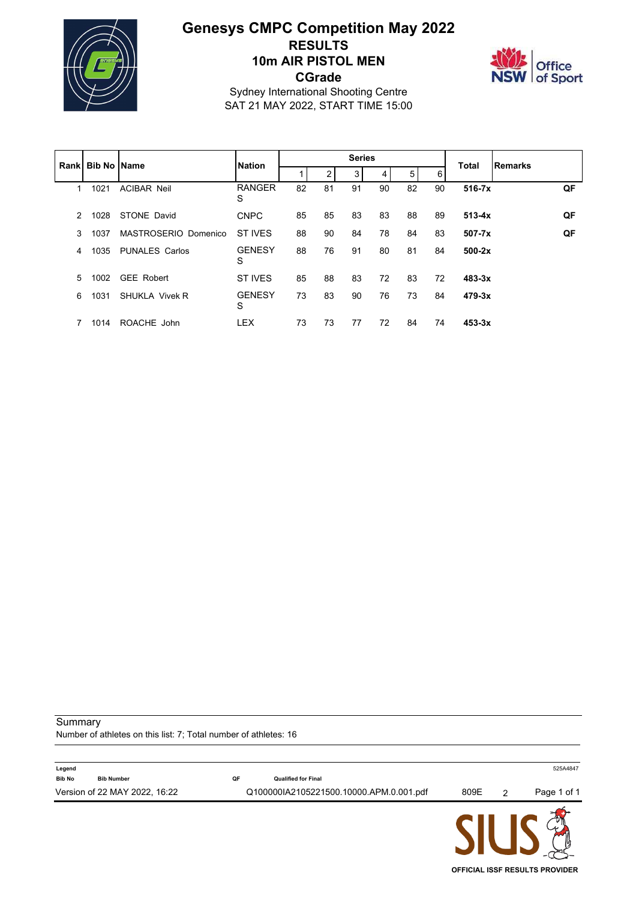# Genesys CMPC Competition May 2022

## RESULTS

## 10m AIR PISTOL MEN

## CGrade

Sydney International Shooting Centre

SAT 21 MAY 2022, START TIME 15:00

| Rank | Bib No | Name | Nation | Series 1 | 2 | 3 | 4 | 5 | 6 | Total | Remarks |
|---|---|---|---|---|---|---|---|---|---|---|---|
| 1 | 1021 | ACIBAR Neil | RANGERS | 82 | 81 | 91 | 90 | 82 | 90 | **516-7x** | **QF** |
| 2 | 1028 | STONE David | CNPC | 85 | 85 | 83 | 83 | 88 | 89 | **513-4x** | **QF** |
| 3 | 1037 | MASTROSERIO Domenico | ST IVES | 88 | 90 | 84 | 78 | 84 | 83 | **507-7x** | **QF** |
| 4 | 1035 | PUNALES Carlos | GENESYS | 88 | 76 | 91 | 80 | 81 | 84 | **500-2x** | |
| 5 | 1002 | GEE Robert | ST IVES | 85 | 88 | 83 | 72 | 83 | 72 | **483-3x** | |
| 6 | 1031 | SHUKLA Vivek R | GENESYS | 73 | 83 | 90 | 76 | 73 | 84 | **479-3x** | |
| 7 | 1014 | ROACHE John | LEX | 73 | 73 | 77 | 72 | 84 | 74 | **453-3x** | |

Summary

Number of athletes on this list: 7; Total number of athletes: 16

**Legend**

**Bib No** Bib Number — **QF** Qualified for Final

525A4847

Version of 22 MAY 2022, 16:22    Q100000IA2105221500.10000.APM.0.001.pdf    809E    2

OFFICIAL ISSF RESULTS PROVIDER